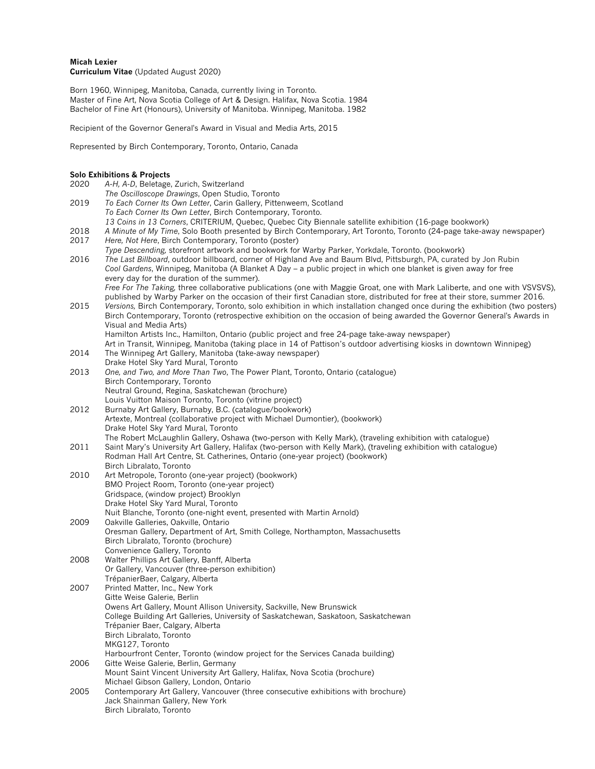**Micah Lexier**
**Curriculum Vitae** (Updated August 2020)

Born 1960, Winnipeg, Manitoba, Canada, currently living in Toronto.
Master of Fine Art, Nova Scotia College of Art & Design. Halifax, Nova Scotia. 1984
Bachelor of Fine Art (Honours), University of Manitoba. Winnipeg, Manitoba. 1982

Recipient of the Governor General's Award in Visual and Media Arts, 2015

Represented by Birch Contemporary, Toronto, Ontario, Canada

**Solo Exhibitions & Projects**

2020
*A-H, A-D*, Beletage, Zurich, Switzerland
*The Oscilloscope Drawings*, Open Studio, Toronto

2019
*To Each Corner Its Own Letter*, Carin Gallery, Pittenweem, Scotland
*To Each Corner Its Own Letter*, Birch Contemporary, Toronto.
*13 Coins in 13 Corners*, CRITERIUM, Quebec, Quebec City Biennale satellite exhibition (16-page bookwork)

2018
*A Minute of My Time*, Solo Booth presented by Birch Contemporary, Art Toronto, Toronto (24-page take-away newspaper)

2017
*Here, Not Here*, Birch Contemporary, Toronto (poster)
*Type Descending,* storefront artwork and bookwork for Warby Parker, Yorkdale, Toronto. (bookwork)

2016
*The Last Billboard*, outdoor billboard, corner of Highland Ave and Baum Blvd, Pittsburgh, PA, curated by Jon Rubin
*Cool Gardens*, Winnipeg, Manitoba (A Blanket A Day – a public project in which one blanket is given away for free every day for the duration of the summer).
*Free For The Taking,* three collaborative publications (one with Maggie Groat, one with Mark Laliberte, and one with VSVSVS), published by Warby Parker on the occasion of their first Canadian store, distributed for free at their store, summer 2016.

2015
*Versions,* Birch Contemporary, Toronto, solo exhibition in which installation changed once during the exhibition (two posters)
Birch Contemporary, Toronto (retrospective exhibition on the occasion of being awarded the Governor General's Awards in Visual and Media Arts)
Hamilton Artists Inc., Hamilton, Ontario (public project and free 24-page take-away newspaper)
Art in Transit, Winnipeg, Manitoba (taking place in 14 of Pattison's outdoor advertising kiosks in downtown Winnipeg)

2014
The Winnipeg Art Gallery, Manitoba (take-away newspaper)
Drake Hotel Sky Yard Mural, Toronto

2013
*One, and Two, and More Than Two*, The Power Plant, Toronto, Ontario (catalogue)
Birch Contemporary, Toronto
Neutral Ground, Regina, Saskatchewan (brochure)
Louis Vuitton Maison Toronto, Toronto (vitrine project)

2012
Burnaby Art Gallery, Burnaby, B.C. (catalogue/bookwork)
Artexte, Montreal (collaborative project with Michael Dumontier), (bookwork)
Drake Hotel Sky Yard Mural, Toronto
The Robert McLaughlin Gallery, Oshawa (two-person with Kelly Mark), (traveling exhibition with catalogue)

2011
Saint Mary's University Art Gallery, Halifax (two-person with Kelly Mark), (traveling exhibition with catalogue)
Rodman Hall Art Centre, St. Catherines, Ontario (one-year project) (bookwork)
Birch Libralato, Toronto

2010
Art Metropole, Toronto (one-year project) (bookwork)
BMO Project Room, Toronto (one-year project)
Gridspace, (window project) Brooklyn
Drake Hotel Sky Yard Mural, Toronto
Nuit Blanche, Toronto (one-night event, presented with Martin Arnold)

2009
Oakville Galleries, Oakville, Ontario
Oresman Gallery, Department of Art, Smith College, Northampton, Massachusetts
Birch Libralato, Toronto (brochure)
Convenience Gallery, Toronto

2008
Walter Phillips Art Gallery, Banff, Alberta
Or Gallery, Vancouver (three-person exhibition)
TrépanierBaer, Calgary, Alberta

2007
Printed Matter, Inc., New York
Gitte Weise Galerie, Berlin
Owens Art Gallery, Mount Allison University, Sackville, New Brunswick
College Building Art Galleries, University of Saskatchewan, Saskatoon, Saskatchewan
Trépanier Baer, Calgary, Alberta
Birch Libralato, Toronto
MKG127, Toronto
Harbourfront Center, Toronto (window project for the Services Canada building)

2006
Gitte Weise Galerie, Berlin, Germany
Mount Saint Vincent University Art Gallery, Halifax, Nova Scotia (brochure)
Michael Gibson Gallery, London, Ontario

2005
Contemporary Art Gallery, Vancouver (three consecutive exhibitions with brochure)
Jack Shainman Gallery, New York
Birch Libralato, Toronto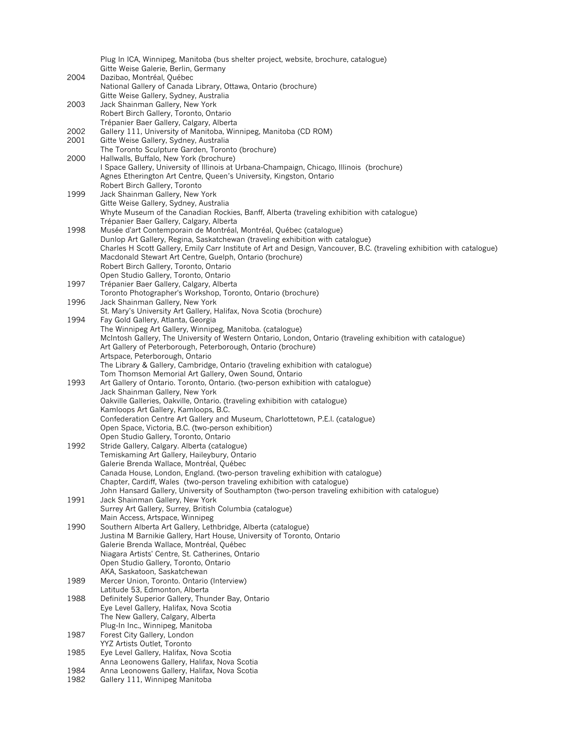Plug In ICA, Winnipeg, Manitoba (bus shelter project, website, brochure, catalogue)
Gitte Weise Galerie, Berlin, Germany

2004 Dazibao, Montréal, Québec
National Gallery of Canada Library, Ottawa, Ontario (brochure)
Gitte Weise Gallery, Sydney, Australia

2003 Jack Shainman Gallery, New York
Robert Birch Gallery, Toronto, Ontario
Trépanier Baer Gallery, Calgary, Alberta

2002 Gallery 111, University of Manitoba, Winnipeg, Manitoba (CD ROM)

2001 Gitte Weise Gallery, Sydney, Australia
The Toronto Sculpture Garden, Toronto (brochure)

2000 Hallwalls, Buffalo, New York (brochure)
I Space Gallery, University of Illinois at Urbana-Champaign, Chicago, Illinois (brochure)
Agnes Etherington Art Centre, Queen's University, Kingston, Ontario
Robert Birch Gallery, Toronto

1999 Jack Shainman Gallery, New York
Gitte Weise Gallery, Sydney, Australia
Whyte Museum of the Canadian Rockies, Banff, Alberta (traveling exhibition with catalogue)
Trépanier Baer Gallery, Calgary, Alberta

1998 Musée d'art Contemporain de Montréal, Montréal, Québec (catalogue)
Dunlop Art Gallery, Regina, Saskatchewan (traveling exhibition with catalogue)
Charles H Scott Gallery, Emily Carr Institute of Art and Design, Vancouver, B.C. (traveling exhibition with catalogue)
Macdonald Stewart Art Centre, Guelph, Ontario (brochure)
Robert Birch Gallery, Toronto, Ontario
Open Studio Gallery, Toronto, Ontario

1997 Trépanier Baer Gallery, Calgary, Alberta
Toronto Photographer's Workshop, Toronto, Ontario (brochure)

1996 Jack Shainman Gallery, New York
St. Mary's University Art Gallery, Halifax, Nova Scotia (brochure)

1994 Fay Gold Gallery, Atlanta, Georgia
The Winnipeg Art Gallery, Winnipeg, Manitoba. (catalogue)
McIntosh Gallery, The University of Western Ontario, London, Ontario (traveling exhibition with catalogue)
Art Gallery of Peterborough, Peterborough, Ontario (brochure)
Artspace, Peterborough, Ontario
The Library & Gallery, Cambridge, Ontario (traveling exhibition with catalogue)
Tom Thomson Memorial Art Gallery, Owen Sound, Ontario

1993 Art Gallery of Ontario. Toronto, Ontario. (two-person exhibition with catalogue)
Jack Shainman Gallery, New York
Oakville Galleries, Oakville, Ontario. (traveling exhibition with catalogue)
Kamloops Art Gallery, Kamloops, B.C.
Confederation Centre Art Gallery and Museum, Charlottetown, P.E.I. (catalogue)
Open Space, Victoria, B.C. (two-person exhibition)
Open Studio Gallery, Toronto, Ontario

1992 Stride Gallery, Calgary. Alberta (catalogue)
Temiskaming Art Gallery, Haileybury, Ontario
Galerie Brenda Wallace, Montréal, Québec
Canada House, London, England. (two-person traveling exhibition with catalogue)
Chapter, Cardiff, Wales (two-person traveling exhibition with catalogue)
John Hansard Gallery, University of Southampton (two-person traveling exhibition with catalogue)

1991 Jack Shainman Gallery, New York
Surrey Art Gallery, Surrey, British Columbia (catalogue)
Main Access, Artspace, Winnipeg

1990 Southern Alberta Art Gallery, Lethbridge, Alberta (catalogue)
Justina M Barnikie Gallery, Hart House, University of Toronto, Ontario
Galerie Brenda Wallace, Montréal, Québec
Niagara Artists' Centre, St. Catherines, Ontario
Open Studio Gallery, Toronto, Ontario
AKA, Saskatoon, Saskatchewan

1989 Mercer Union, Toronto. Ontario (Interview)
Latitude 53, Edmonton, Alberta

1988 Definitely Superior Gallery, Thunder Bay, Ontario
Eye Level Gallery, Halifax, Nova Scotia
The New Gallery, Calgary, Alberta
Plug-In Inc., Winnipeg, Manitoba

1987 Forest City Gallery, London
YYZ Artists Outlet, Toronto

1985 Eye Level Gallery, Halifax, Nova Scotia
Anna Leonowens Gallery, Halifax, Nova Scotia

1984 Anna Leonowens Gallery, Halifax, Nova Scotia

1982 Gallery 111, Winnipeg Manitoba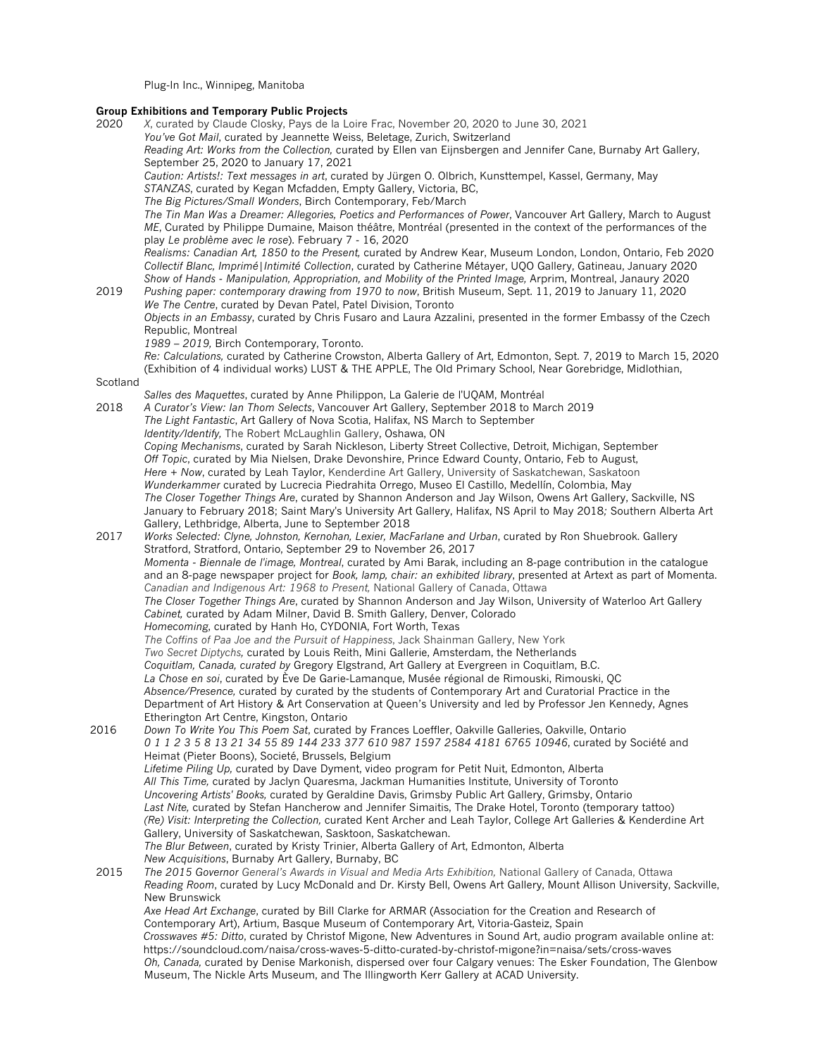Plug-In Inc., Winnipeg, Manitoba

**Group Exhibitions and Temporary Public Projects**

2020 *X*, curated by Claude Closky, Pays de la Loire Frac, November 20, 2020 to June 30, 2021
*You've Got Mail*, curated by Jeannette Weiss, Beletage, Zurich, Switzerland
*Reading Art: Works from the Collection,* curated by Ellen van Eijnsbergen and Jennifer Cane, Burnaby Art Gallery, September 25, 2020 to January 17, 2021
*Caution: Artists!: Text messages in art*, curated by Jürgen O. Olbrich, Kunsttempel, Kassel, Germany, May
*STANZAS*, curated by Kegan Mcfadden, Empty Gallery, Victoria, BC,
*The Big Pictures/Small Wonders*, Birch Contemporary, Feb/March
*The Tin Man Was a Dreamer: Allegories, Poetics and Performances of Power*, Vancouver Art Gallery, March to August
*ME*, Curated by Philippe Dumaine, Maison théâtre, Montréal (presented in the context of the performances of the play *Le problème avec le rose*). February 7 - 16, 2020
*Realisms: Canadian Art, 1850 to the Present,* curated by Andrew Kear, Museum London, London, Ontario, Feb 2020
*Collectif Blanc, Imprimé|Intimité Collection*, curated by Catherine Métayer, UQO Gallery, Gatineau, January 2020
*Show of Hands - Manipulation, Appropriation, and Mobility of the Printed Image,* Arprim, Montreal, Janaury 2020

2019 *Pushing paper: contemporary drawing from 1970 to now*, British Museum, Sept. 11, 2019 to January 11, 2020
*We The Centre*, curated by Devan Patel, Patel Division, Toronto
*Objects in an Embassy*, curated by Chris Fusaro and Laura Azzalini, presented in the former Embassy of the Czech Republic, Montreal
*1989 – 2019,* Birch Contemporary, Toronto.
*Re: Calculations,* curated by Catherine Crowston, Alberta Gallery of Art, Edmonton, Sept. 7, 2019 to March 15, 2020
(Exhibition of 4 individual works) LUST & THE APPLE, The Old Primary School, Near Gorebridge, Midlothian, Scotland
*Salles des Maquettes*, curated by Anne Philippon, La Galerie de l'UQAM, Montréal

2018 *A Curator's View: Ian Thom Selects*, Vancouver Art Gallery, September 2018 to March 2019
*The Light Fantastic*, Art Gallery of Nova Scotia, Halifax, NS March to September
*Identity/Identify,* The Robert McLaughlin Gallery, Oshawa, ON
*Coping Mechanisms*, curated by Sarah Nickleson, Liberty Street Collective, Detroit, Michigan, September
*Off Topic*, curated by Mia Nielsen, Drake Devonshire, Prince Edward County, Ontario, Feb to August,
*Here + Now*, curated by Leah Taylor, Kenderdine Art Gallery, University of Saskatchewan, Saskatoon
*Wunderkammer* curated by Lucrecia Piedrahita Orrego, Museo El Castillo, Medellín, Colombia, May
*The Closer Together Things Are*, curated by Shannon Anderson and Jay Wilson, Owens Art Gallery, Sackville, NS January to February 2018; Saint Mary's University Art Gallery, Halifax, NS April to May 2018*;* Southern Alberta Art Gallery, Lethbridge, Alberta, June to September 2018

2017 *Works Selected: Clyne, Johnston, Kernohan, Lexier, MacFarlane and Urban*, curated by Ron Shuebrook. Gallery Stratford, Stratford, Ontario, September 29 to November 26, 2017
*Momenta - Biennale de l'image, Montreal*, curated by Ami Barak, including an 8-page contribution in the catalogue and an 8-page newspaper project for *Book, lamp, chair: an exhibited library*, presented at Artext as part of Momenta.
*Canadian and Indigenous Art: 1968 to Present,* National Gallery of Canada, Ottawa
*The Closer Together Things Are*, curated by Shannon Anderson and Jay Wilson, University of Waterloo Art Gallery
*Cabinet,* curated by Adam Milner, David B. Smith Gallery, Denver, Colorado
*Homecoming*, curated by Hanh Ho, CYDONIA, Fort Worth, Texas
*The Coffins of Paa Joe and the Pursuit of Happiness*, Jack Shainman Gallery, New York
*Two Secret Diptychs,* curated by Louis Reith, Mini Gallerie, Amsterdam, the Netherlands
*Coquitlam, Canada, curated by* Gregory Elgstrand, Art Gallery at Evergreen in Coquitlam, B.C.
*La Chose en soi*, curated by Ève De Garie-Lamanque, Musée régional de Rimouski, Rimouski, QC
*Absence/Presence,* curated by curated by the students of Contemporary Art and Curatorial Practice in the Department of Art History & Art Conservation at Queen's University and led by Professor Jen Kennedy, Agnes Etherington Art Centre, Kingston, Ontario

2016 *Down To Write You This Poem Sat*, curated by Frances Loeffler, Oakville Galleries, Oakville, Ontario
*0 1 1 2 3 5 8 13 21 34 55 89 144 233 377 610 987 1597 2584 4181 6765 10946*, curated by Société and Heimat (Pieter Boons), Societé, Brussels, Belgium
*Lifetime Piling Up,* curated by Dave Dyment, video program for Petit Nuit, Edmonton, Alberta
*All This Time,* curated by Jaclyn Quaresma, Jackman Humanities Institute, University of Toronto
*Uncovering Artists' Books,* curated by Geraldine Davis, Grimsby Public Art Gallery, Grimsby, Ontario
*Last Nite,* curated by Stefan Hancherow and Jennifer Simaitis, The Drake Hotel, Toronto (temporary tattoo)
*(Re) Visit: Interpreting the Collection,* curated Kent Archer and Leah Taylor, College Art Galleries & Kenderdine Art Gallery, University of Saskatchewan, Sasktoon, Saskatchewan.
*The Blur Between*, curated by Kristy Trinier, Alberta Gallery of Art, Edmonton, Alberta
*New Acquisitions*, Burnaby Art Gallery, Burnaby, BC

2015 *The 2015 Governor General's Awards in Visual and Media Arts Exhibition,* National Gallery of Canada, Ottawa
*Reading Room*, curated by Lucy McDonald and Dr. Kirsty Bell, Owens Art Gallery, Mount Allison University, Sackville, New Brunswick
*Axe Head Art Exchange*, curated by Bill Clarke for ARMAR (Association for the Creation and Research of Contemporary Art), Artium, Basque Museum of Contemporary Art, Vitoria-Gasteiz, Spain
*Crosswaves #5: Ditto*, curated by Christof Migone, New Adventures in Sound Art, audio program available online at: https://soundcloud.com/naisa/cross-waves-5-ditto-curated-by-christof-migone?in=naisa/sets/cross-waves
*Oh, Canada,* curated by Denise Markonish, dispersed over four Calgary venues: The Esker Foundation, The Glenbow Museum, The Nickle Arts Museum, and The Illingworth Kerr Gallery at ACAD University.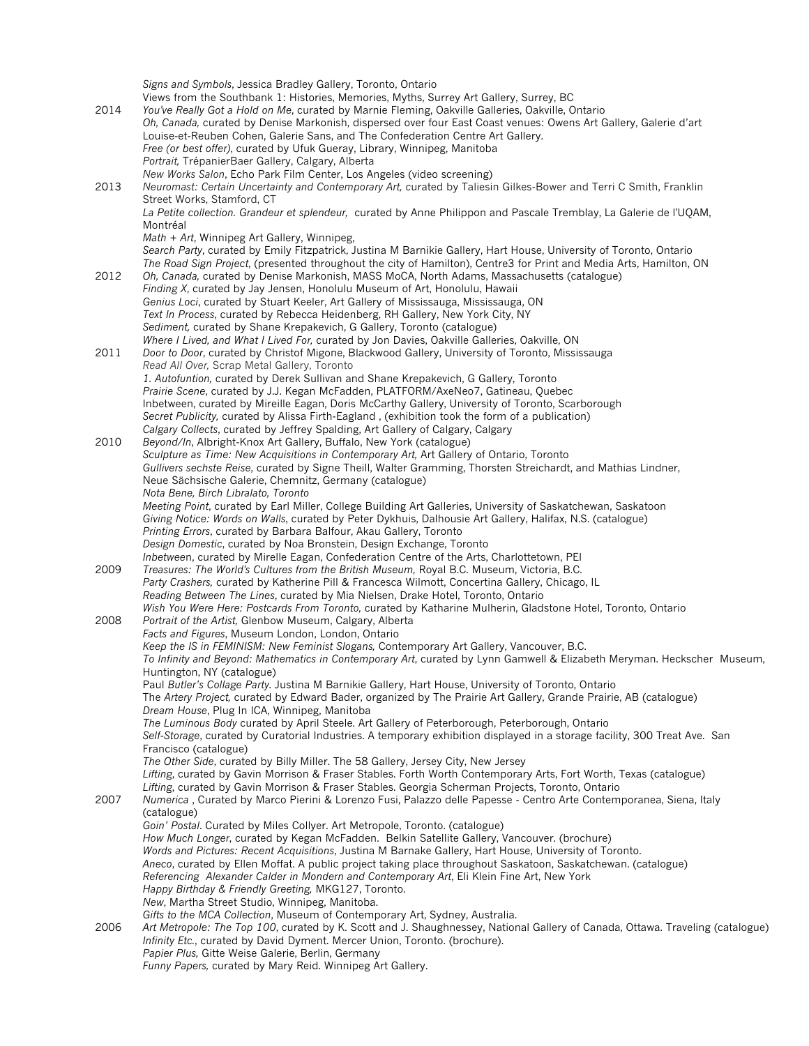*Signs and Symbols*, Jessica Bradley Gallery, Toronto, Ontario
Views from the Southbank 1: Histories, Memories, Myths, Surrey Art Gallery, Surrey, BC

2014 *You've Really Got a Hold on Me*, curated by Marnie Fleming, Oakville Galleries, Oakville, Ontario
*Oh, Canada,* curated by Denise Markonish, dispersed over four East Coast venues: Owens Art Gallery, Galerie d'art Louise-et-Reuben Cohen, Galerie Sans, and The Confederation Centre Art Gallery.
*Free (or best offer)*, curated by Ufuk Gueray, Library, Winnipeg, Manitoba
*Portrait,* TrépanierBaer Gallery, Calgary, Alberta
*New Works Salon*, Echo Park Film Center, Los Angeles (video screening)

2013 *Neuromast: Certain Uncertainty and Contemporary Art,* curated by Taliesin Gilkes-Bower and Terri C Smith, Franklin Street Works, Stamford, CT
*La Petite collection. Grandeur et splendeur,* curated by Anne Philippon and Pascale Tremblay, La Galerie de l'UQAM, Montréal
*Math + Art*, Winnipeg Art Gallery, Winnipeg,
*Search Party*, curated by Emily Fitzpatrick, Justina M Barnikie Gallery, Hart House, University of Toronto, Ontario
*The Road Sign Project*, (presented throughout the city of Hamilton), Centre3 for Print and Media Arts, Hamilton, ON

2012 *Oh, Canada,* curated by Denise Markonish, MASS MoCA, North Adams, Massachusetts (catalogue)
*Finding X*, curated by Jay Jensen, Honolulu Museum of Art, Honolulu, Hawaii
*Genius Loci*, curated by Stuart Keeler, Art Gallery of Mississauga, Mississauga, ON
*Text In Process*, curated by Rebecca Heidenberg, RH Gallery, New York City, NY
*Sediment,* curated by Shane Krepakevich, G Gallery, Toronto (catalogue)
*Where I Lived, and What I Lived For,* curated by Jon Davies, Oakville Galleries, Oakville, ON

2011 *Door to Door*, curated by Christof Migone, Blackwood Gallery, University of Toronto, Mississauga
*Read All Over,* Scrap Metal Gallery, Toronto
*1. Autofuntion,* curated by Derek Sullivan and Shane Krepakevich, G Gallery, Toronto
*Prairie Scene*, curated by J.J. Kegan McFadden, PLATFORM/AxeNeo7, Gatineau, Quebec
Inbetween, curated by Mireille Eagan, Doris McCarthy Gallery, University of Toronto, Scarborough
*Secret Publicity,* curated by Alissa Firth-Eagland , (exhibition took the form of a publication)
*Calgary Collects*, curated by Jeffrey Spalding, Art Gallery of Calgary, Calgary

2010 *Beyond/In*, Albright-Knox Art Gallery, Buffalo, New York (catalogue)
*Sculpture as Time: New Acquisitions in Contemporary Art,* Art Gallery of Ontario, Toronto
*Gullivers sechste Reise*, curated by Signe Theill, Walter Gramming, Thorsten Streichardt, and Mathias Lindner, Neue Sächsische Galerie, Chemnitz, Germany (catalogue)
*Nota Bene, Birch Libralato, Toronto*
*Meeting Point*, curated by Earl Miller, College Building Art Galleries, University of Saskatchewan, Saskatoon
*Giving Notice: Words on Walls*, curated by Peter Dykhuis, Dalhousie Art Gallery, Halifax, N.S. (catalogue)
*Printing Errors*, curated by Barbara Balfour, Akau Gallery, Toronto
*Design Domestic*, curated by Noa Bronstein, Design Exchange, Toronto
*Inbetween*, curated by Mirelle Eagan, Confederation Centre of the Arts, Charlottetown, PEI

2009 *Treasures: The World's Cultures from the British Museum,* Royal B.C. Museum, Victoria, B.C.
*Party Crashers,* curated by Katherine Pill & Francesca Wilmott, Concertina Gallery, Chicago, IL
*Reading Between The Lines*, curated by Mia Nielsen, Drake Hotel, Toronto, Ontario
*Wish You Were Here: Postcards From Toronto,* curated by Katharine Mulherin, Gladstone Hotel, Toronto, Ontario

2008 *Portrait of the Artist,* Glenbow Museum, Calgary, Alberta
*Facts and Figures*, Museum London, London, Ontario
*Keep the IS in FEMINISM: New Feminist Slogans,* Contemporary Art Gallery, Vancouver, B.C.
*To Infinity and Beyond: Mathematics in Contemporary Art*, curated by Lynn Gamwell & Elizabeth Meryman. Heckscher Museum, Huntington, NY (catalogue)
Paul *Butler's Collage Party.* Justina M Barnikie Gallery, Hart House, University of Toronto, Ontario
The *Artery Project,* curated by Edward Bader, organized by The Prairie Art Gallery, Grande Prairie, AB (catalogue)
*Dream House*, Plug In ICA, Winnipeg, Manitoba
*The Luminous Body* curated by April Steele. Art Gallery of Peterborough, Peterborough, Ontario
*Self-Storage*, curated by Curatorial Industries. A temporary exhibition displayed in a storage facility, 300 Treat Ave. San Francisco (catalogue)
*The Other Side*, curated by Billy Miller. The 58 Gallery, Jersey City, New Jersey
*Lifting*, curated by Gavin Morrison & Fraser Stables. Forth Worth Contemporary Arts, Fort Worth, Texas (catalogue)
*Lifting*, curated by Gavin Morrison & Fraser Stables. Georgia Scherman Projects, Toronto, Ontario

2007 *Numerica* , Curated by Marco Pierini & Lorenzo Fusi, Palazzo delle Papesse - Centro Arte Contemporanea, Siena, Italy (catalogue)
*Goin' Postal*. Curated by Miles Collyer. Art Metropole, Toronto. (catalogue)
*How Much Longer*, curated by Kegan McFadden. Belkin Satellite Gallery, Vancouver. (brochure)
*Words and Pictures: Recent Acquisitions*, Justina M Barnake Gallery, Hart House, University of Toronto.
*Aneco*, curated by Ellen Moffat. A public project taking place throughout Saskatoon, Saskatchewan. (catalogue)
*Referencing Alexander Calder in Mondern and Contemporary Art*, Eli Klein Fine Art, New York
*Happy Birthday & Friendly Greeting,* MKG127, Toronto.
*New*, Martha Street Studio, Winnipeg, Manitoba.
*Gifts to the MCA Collection*, Museum of Contemporary Art, Sydney, Australia.

2006 *Art Metropole: The Top 100*, curated by K. Scott and J. Shaughnessey, National Gallery of Canada, Ottawa. Traveling (catalogue)
*Infinity Etc.*, curated by David Dyment. Mercer Union, Toronto. (brochure).
*Papier Plus,* Gitte Weise Galerie, Berlin, Germany
*Funny Papers,* curated by Mary Reid. Winnipeg Art Gallery.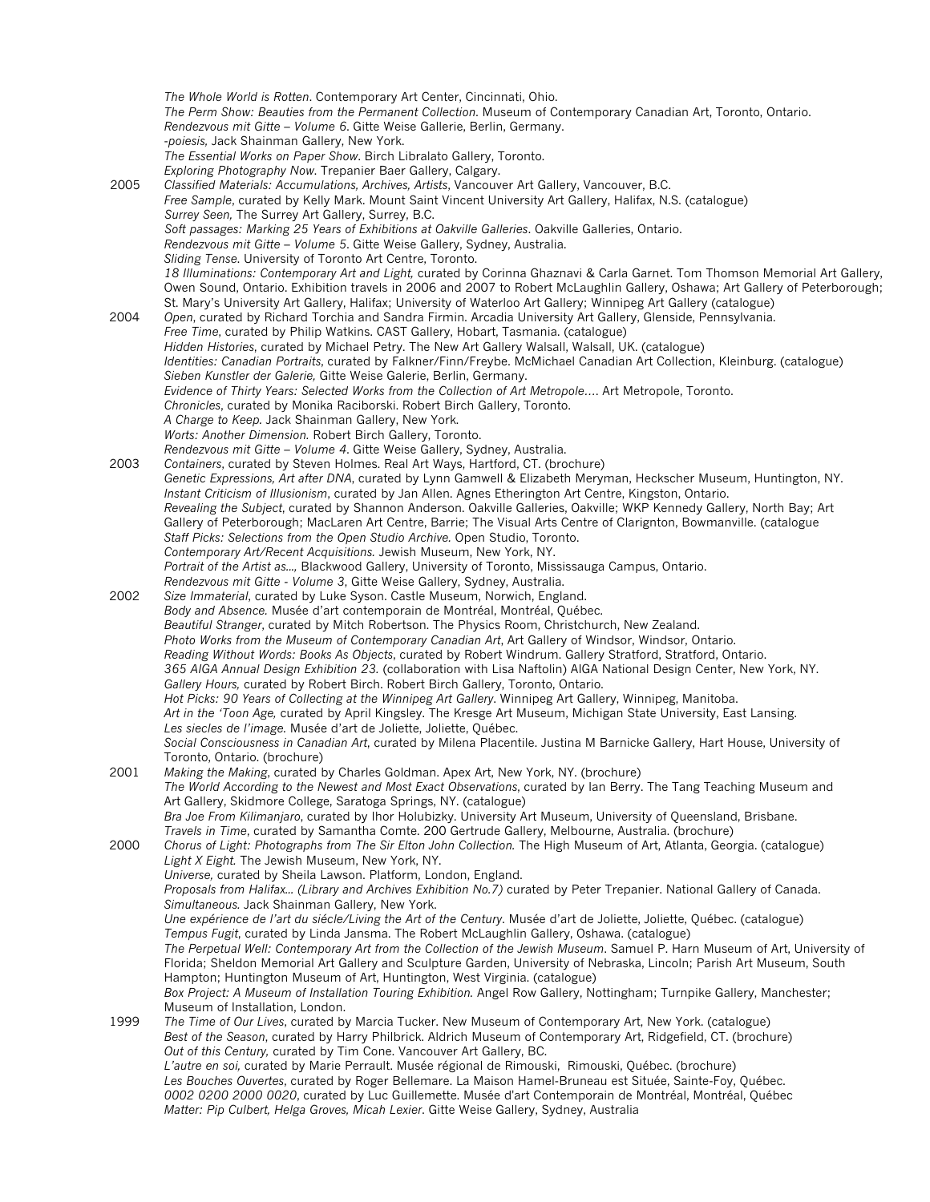*The Whole World is Rotten*. Contemporary Art Center, Cincinnati, Ohio.
*The Perm Show: Beauties from the Permanent Collection*. Museum of Contemporary Canadian Art, Toronto, Ontario.
*Rendezvous mit Gitte – Volume 6*. Gitte Weise Gallerie, Berlin, Germany.
*-poiesis,* Jack Shainman Gallery, New York.
*The Essential Works on Paper Show*. Birch Libralato Gallery, Toronto.
*Exploring Photography Now*. Trepanier Baer Gallery, Calgary.

**2005**
*Classified Materials: Accumulations, Archives, Artists*, Vancouver Art Gallery, Vancouver, B.C.
*Free Sample*, curated by Kelly Mark. Mount Saint Vincent University Art Gallery, Halifax, N.S. (catalogue)
*Surrey Seen,* The Surrey Art Gallery, Surrey, B.C.
*Soft passages: Marking 25 Years of Exhibitions at Oakville Galleries*. Oakville Galleries, Ontario.
*Rendezvous mit Gitte – Volume 5*. Gitte Weise Gallery, Sydney, Australia.
*Sliding Tense*. University of Toronto Art Centre, Toronto.
*18 Illuminations: Contemporary Art and Light,* curated by Corinna Ghaznavi & Carla Garnet. Tom Thomson Memorial Art Gallery, Owen Sound, Ontario. Exhibition travels in 2006 and 2007 to Robert McLaughlin Gallery, Oshawa; Art Gallery of Peterborough; St. Mary's University Art Gallery, Halifax; University of Waterloo Art Gallery; Winnipeg Art Gallery (catalogue)

**2004**
*Open*, curated by Richard Torchia and Sandra Firmin. Arcadia University Art Gallery, Glenside, Pennsylvania.
*Free Time*, curated by Philip Watkins. CAST Gallery, Hobart, Tasmania. (catalogue)
*Hidden Histories*, curated by Michael Petry. The New Art Gallery Walsall, Walsall, UK. (catalogue)
*Identities: Canadian Portraits*, curated by Falkner/Finn/Freybe. McMichael Canadian Art Collection, Kleinburg. (catalogue)
*Sieben Kunstler der Galerie,* Gitte Weise Galerie, Berlin, Germany.
*Evidence of Thirty Years: Selected Works from the Collection of Art Metropole….* Art Metropole, Toronto.
*Chronicles*, curated by Monika Raciborski. Robert Birch Gallery, Toronto.
*A Charge to Keep.* Jack Shainman Gallery, New York.
*Worts: Another Dimension.* Robert Birch Gallery, Toronto.
*Rendezvous mit Gitte – Volume 4*. Gitte Weise Gallery, Sydney, Australia.

**2003**
*Containers*, curated by Steven Holmes. Real Art Ways, Hartford, CT. (brochure)
*Genetic Expressions, Art after DNA*, curated by Lynn Gamwell & Elizabeth Meryman, Heckscher Museum, Huntington, NY.
*Instant Criticism of Illusionism*, curated by Jan Allen. Agnes Etherington Art Centre, Kingston, Ontario.
*Revealing the Subject*, curated by Shannon Anderson. Oakville Galleries, Oakville; WKP Kennedy Gallery, North Bay; Art Gallery of Peterborough; MacLaren Art Centre, Barrie; The Visual Arts Centre of Clarignton, Bowmanville. (catalogue
*Staff Picks: Selections from the Open Studio Archive.* Open Studio, Toronto.
*Contemporary Art/Recent Acquisitions.* Jewish Museum, New York, NY.
*Portrait of the Artist as…,* Blackwood Gallery, University of Toronto, Mississauga Campus, Ontario.
*Rendezvous mit Gitte - Volume 3*, Gitte Weise Gallery, Sydney, Australia.

**2002**
*Size Immaterial*, curated by Luke Syson. Castle Museum, Norwich, England.
*Body and Absence.* Musée d'art contemporain de Montréal, Montréal, Québec.
*Beautiful Stranger*, curated by Mitch Robertson. The Physics Room, Christchurch, New Zealand.
*Photo Works from the Museum of Contemporary Canadian Art*, Art Gallery of Windsor, Windsor, Ontario.
*Reading Without Words: Books As Objects*, curated by Robert Windrum. Gallery Stratford, Stratford, Ontario.
*365 AIGA Annual Design Exhibition 23.* (collaboration with Lisa Naftolin) AIGA National Design Center, New York, NY.
*Gallery Hours,* curated by Robert Birch. Robert Birch Gallery, Toronto, Ontario.
*Hot Picks: 90 Years of Collecting at the Winnipeg Art Gallery*. Winnipeg Art Gallery, Winnipeg, Manitoba.
*Art in the 'Toon Age,* curated by April Kingsley. The Kresge Art Museum, Michigan State University, East Lansing.
*Les siecles de l'image.* Musée d'art de Joliette, Joliette, Québec.
*Social Consciousness in Canadian Art*, curated by Milena Placentile. Justina M Barnicke Gallery, Hart House, University of Toronto, Ontario. (brochure)

**2001**
*Making the Making*, curated by Charles Goldman. Apex Art, New York, NY. (brochure)
*The World According to the Newest and Most Exact Observations*, curated by Ian Berry. The Tang Teaching Museum and Art Gallery, Skidmore College, Saratoga Springs, NY. (catalogue)
*Bra Joe From Kilimanjaro*, curated by Ihor Holubizky. University Art Museum, University of Queensland, Brisbane.
*Travels in Time*, curated by Samantha Comte. 200 Gertrude Gallery, Melbourne, Australia. (brochure)

**2000**
*Chorus of Light: Photographs from The Sir Elton John Collection.* The High Museum of Art, Atlanta, Georgia. (catalogue)
*Light X Eight.* The Jewish Museum, New York, NY.
*Universe,* curated by Sheila Lawson. Platform, London, England.
*Proposals from Halifax… (Library and Archives Exhibition No.7)* curated by Peter Trepanier. National Gallery of Canada.
*Simultaneous.* Jack Shainman Gallery, New York.
*Une expérience de l'art du siécle/Living the Art of the Century*. Musée d'art de Joliette, Joliette, Québec. (catalogue)
*Tempus Fugit*, curated by Linda Jansma. The Robert McLaughlin Gallery, Oshawa. (catalogue)
*The Perpetual Well: Contemporary Art from the Collection of the Jewish Museum*. Samuel P. Harn Museum of Art, University of Florida; Sheldon Memorial Art Gallery and Sculpture Garden, University of Nebraska, Lincoln; Parish Art Museum, South Hampton; Huntington Museum of Art, Huntington, West Virginia. (catalogue)
*Box Project: A Museum of Installation Touring Exhibition.* Angel Row Gallery, Nottingham; Turnpike Gallery, Manchester; Museum of Installation, London.

**1999**
*The Time of Our Lives*, curated by Marcia Tucker. New Museum of Contemporary Art, New York. (catalogue)
*Best of the Season*, curated by Harry Philbrick. Aldrich Museum of Contemporary Art, Ridgefield, CT. (brochure)
*Out of this Century,* curated by Tim Cone. Vancouver Art Gallery, BC.
*L'autre en soi,* curated by Marie Perrault. Musée régional de Rimouski, Rimouski, Québec. (brochure)
*Les Bouches Ouvertes*, curated by Roger Bellemare. La Maison Hamel-Bruneau est Située, Sainte-Foy, Québec.
*0002 0200 2000 0020*, curated by Luc Guillemette. Musée d'art Contemporain de Montréal, Montréal, Québec
*Matter: Pip Culbert, Helga Groves, Micah Lexier*. Gitte Weise Gallery, Sydney, Australia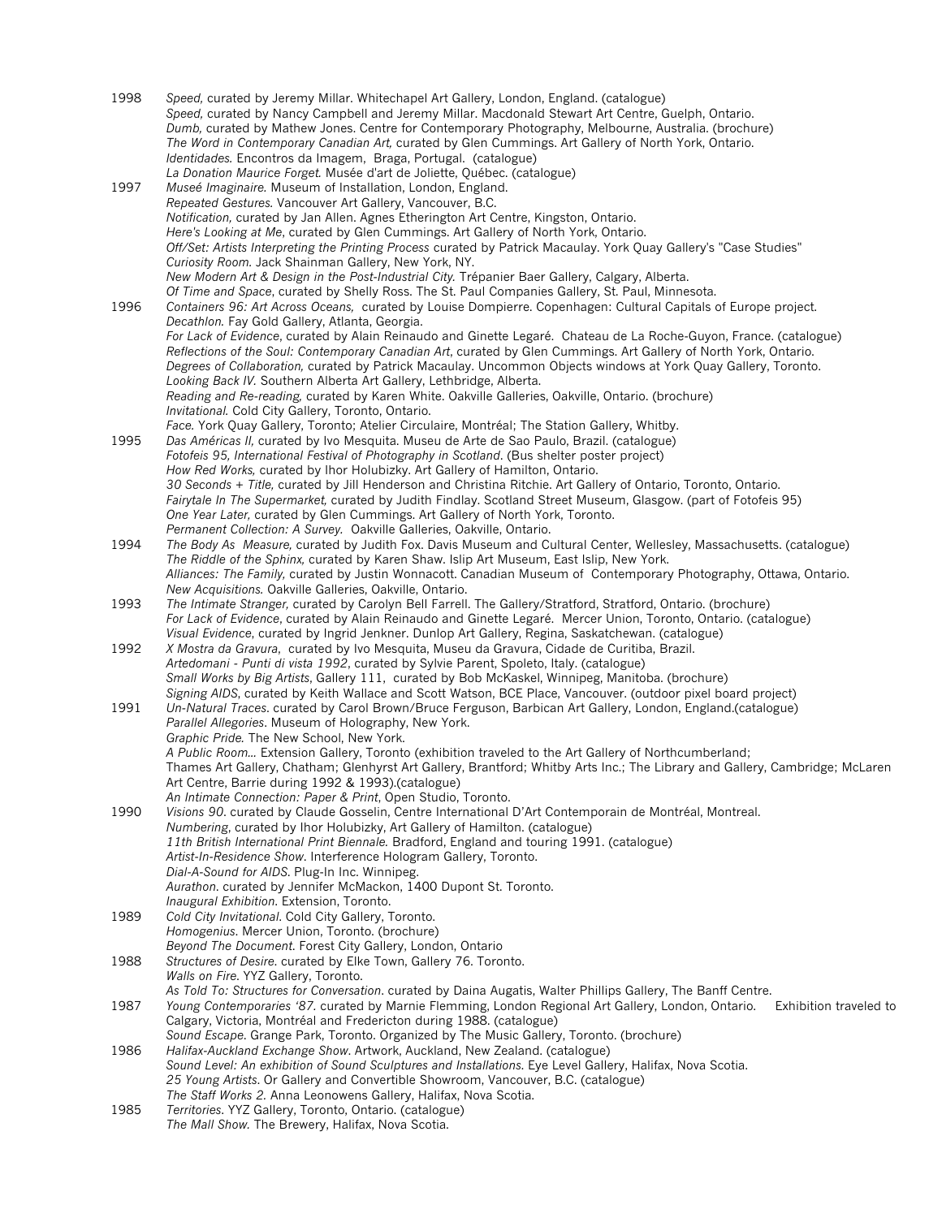1998 *Speed,* curated by Jeremy Millar. Whitechapel Art Gallery, London, England. (catalogue)
*Speed,* curated by Nancy Campbell and Jeremy Millar. Macdonald Stewart Art Centre, Guelph, Ontario.
*Dumb,* curated by Mathew Jones. Centre for Contemporary Photography, Melbourne, Australia. (brochure)
*The Word in Contemporary Canadian Art,* curated by Glen Cummings. Art Gallery of North York, Ontario.
*Identidades.* Encontros da Imagem, Braga, Portugal. (catalogue)
*La Donation Maurice Forget.* Musée d'art de Joliette, Québec. (catalogue)

1997 *Museé Imaginaire.* Museum of Installation, London, England.
*Repeated Gestures.* Vancouver Art Gallery, Vancouver, B.C.
*Notification,* curated by Jan Allen. Agnes Etherington Art Centre, Kingston, Ontario.
*Here's Looking at Me*, curated by Glen Cummings. Art Gallery of North York, Ontario.
*Off/Set: Artists Interpreting the Printing Process* curated by Patrick Macaulay. York Quay Gallery's "Case Studies"
*Curiosity Room.* Jack Shainman Gallery, New York, NY.
*New Modern Art & Design in the Post-Industrial City.* Trépanier Baer Gallery, Calgary, Alberta.
*Of Time and Space*, curated by Shelly Ross. The St. Paul Companies Gallery, St. Paul, Minnesota.

1996 *Containers 96: Art Across Oceans,* curated by Louise Dompierre. Copenhagen: Cultural Capitals of Europe project.
*Decathlon.* Fay Gold Gallery, Atlanta, Georgia.
*For Lack of Evidence*, curated by Alain Reinaudo and Ginette Legaré. Chateau de La Roche-Guyon, France. (catalogue)
*Reflections of the Soul: Contemporary Canadian Art*, curated by Glen Cummings. Art Gallery of North York, Ontario.
*Degrees of Collaboration,* curated by Patrick Macaulay. Uncommon Objects windows at York Quay Gallery, Toronto.
*Looking Back IV.* Southern Alberta Art Gallery, Lethbridge, Alberta.
*Reading and Re-reading,* curated by Karen White. Oakville Galleries, Oakville, Ontario. (brochure)
*Invitational.* Cold City Gallery, Toronto, Ontario.
*Face.* York Quay Gallery, Toronto; Atelier Circulaire, Montréal; The Station Gallery, Whitby.

1995 *Das Américas II,* curated by Ivo Mesquita. Museu de Arte de Sao Paulo, Brazil. (catalogue)
*Fotofeis 95, International Festival of Photography in Scotland*. (Bus shelter poster project)
*How Red Works,* curated by Ihor Holubizky. Art Gallery of Hamilton, Ontario.
*30 Seconds + Title,* curated by Jill Henderson and Christina Ritchie. Art Gallery of Ontario, Toronto, Ontario.
*Fairytale In The Supermarket,* curated by Judith Findlay. Scotland Street Museum, Glasgow. (part of Fotofeis 95)
*One Year Later,* curated by Glen Cummings. Art Gallery of North York, Toronto.
*Permanent Collection: A Survey.* Oakville Galleries, Oakville, Ontario.

1994 *The Body As Measure,* curated by Judith Fox. Davis Museum and Cultural Center, Wellesley, Massachusetts. (catalogue)
*The Riddle of the Sphinx,* curated by Karen Shaw. Islip Art Museum, East Islip, New York.
*Alliances: The Family,* curated by Justin Wonnacott. Canadian Museum of Contemporary Photography, Ottawa, Ontario.
*New Acquisitions.* Oakville Galleries, Oakville, Ontario.

1993 *The Intimate Stranger,* curated by Carolyn Bell Farrell. The Gallery/Stratford, Stratford, Ontario. (brochure)
*For Lack of Evidence*, curated by Alain Reinaudo and Ginette Legaré. Mercer Union, Toronto, Ontario. (catalogue)
*Visual Evidence*, curated by Ingrid Jenkner. Dunlop Art Gallery, Regina, Saskatchewan. (catalogue)

1992 *X Mostra da Gravura,* curated by Ivo Mesquita, Museu da Gravura, Cidade de Curitiba, Brazil.
*Artedomani - Punti di vista 1992*, curated by Sylvie Parent, Spoleto, Italy. (catalogue)
*Small Works by Big Artists*, Gallery 111, curated by Bob McKaskel, Winnipeg, Manitoba. (brochure)
*Signing AIDS*, curated by Keith Wallace and Scott Watson, BCE Place, Vancouver. (outdoor pixel board project)

1991 *Un-Natural Traces*. curated by Carol Brown/Bruce Ferguson, Barbican Art Gallery, London, England.(catalogue)
*Parallel Allegories*. Museum of Holography, New York.
*Graphic Pride.* The New School, New York.
*A Public Room...* Extension Gallery, Toronto (exhibition traveled to the Art Gallery of Northcumberland; Thames Art Gallery, Chatham; Glenhyrst Art Gallery, Brantford; Whitby Arts Inc.; The Library and Gallery, Cambridge; McLaren Art Centre, Barrie during 1992 & 1993).(catalogue)
*An Intimate Connection: Paper & Print*, Open Studio, Toronto.

1990 *Visions 90*. curated by Claude Gosselin, Centre International D'Art Contemporain de Montréal, Montreal.
*Numbering*, curated by Ihor Holubizky, Art Gallery of Hamilton. (catalogue)
*11th British International Print Biennale.* Bradford, England and touring 1991. (catalogue)
*Artist-In-Residence Show*. Interference Hologram Gallery, Toronto.
*Dial-A-Sound for AIDS*. Plug-In Inc. Winnipeg.
*Aurathon*. curated by Jennifer McMackon, 1400 Dupont St. Toronto.
*Inaugural Exhibition*. Extension, Toronto.

1989 *Cold City Invitational*. Cold City Gallery, Toronto.
*Homogenius*. Mercer Union, Toronto. (brochure)
*Beyond The Document*. Forest City Gallery, London, Ontario

1988 *Structures of Desire*. curated by Elke Town, Gallery 76. Toronto.
*Walls on Fire*. YYZ Gallery, Toronto.
*As Told To: Structures for Conversation*. curated by Daina Augatis, Walter Phillips Gallery, The Banff Centre.

1987 *Young Contemporaries '87*. curated by Marnie Flemming, London Regional Art Gallery, London, Ontario. Exhibition traveled to Calgary, Victoria, Montréal and Fredericton during 1988. (catalogue)
*Sound Escape*. Grange Park, Toronto. Organized by The Music Gallery, Toronto. (brochure)

1986 *Halifax-Auckland Exchange Show*. Artwork, Auckland, New Zealand. (catalogue)
*Sound Level: An exhibition of Sound Sculptures and Installations.* Eye Level Gallery, Halifax, Nova Scotia.
*25 Young Artists*. Or Gallery and Convertible Showroom, Vancouver, B.C. (catalogue)
*The Staff Works 2.* Anna Leonowens Gallery, Halifax, Nova Scotia.

1985 *Territories*. YYZ Gallery, Toronto, Ontario. (catalogue)
*The Mall Show.* The Brewery, Halifax, Nova Scotia.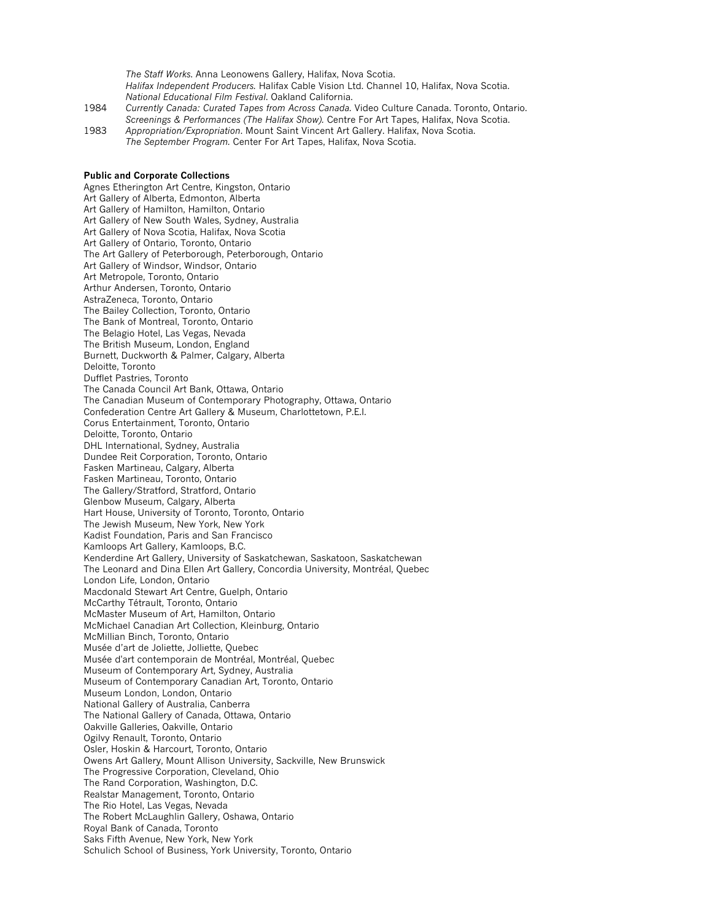*The Staff Works*. Anna Leonowens Gallery, Halifax, Nova Scotia.
*Halifax Independent Producers.* Halifax Cable Vision Ltd. Channel 10, Halifax, Nova Scotia.
*National Educational Film Festival.* Oakland California.

1984 *Currently Canada: Curated Tapes from Across Canada.* Video Culture Canada. Toronto, Ontario.
*Screenings & Performances (The Halifax Show).* Centre For Art Tapes, Halifax, Nova Scotia.

1983 *Appropriation/Expropriation*. Mount Saint Vincent Art Gallery. Halifax, Nova Scotia.
*The September Program.* Center For Art Tapes, Halifax, Nova Scotia.

**Public and Corporate Collections**

Agnes Etherington Art Centre, Kingston, Ontario
Art Gallery of Alberta, Edmonton, Alberta
Art Gallery of Hamilton, Hamilton, Ontario
Art Gallery of New South Wales, Sydney, Australia
Art Gallery of Nova Scotia, Halifax, Nova Scotia
Art Gallery of Ontario, Toronto, Ontario
The Art Gallery of Peterborough, Peterborough, Ontario
Art Gallery of Windsor, Windsor, Ontario
Art Metropole, Toronto, Ontario
Arthur Andersen, Toronto, Ontario
AstraZeneca, Toronto, Ontario
The Bailey Collection, Toronto, Ontario
The Bank of Montreal, Toronto, Ontario
The Belagio Hotel, Las Vegas, Nevada
The British Museum, London, England
Burnett, Duckworth & Palmer, Calgary, Alberta
Deloitte, Toronto
Dufflet Pastries, Toronto
The Canada Council Art Bank, Ottawa, Ontario
The Canadian Museum of Contemporary Photography, Ottawa, Ontario
Confederation Centre Art Gallery & Museum, Charlottetown, P.E.I.
Corus Entertainment, Toronto, Ontario
Deloitte, Toronto, Ontario
DHL International, Sydney, Australia
Dundee Reit Corporation, Toronto, Ontario
Fasken Martineau, Calgary, Alberta
Fasken Martineau, Toronto, Ontario
The Gallery/Stratford, Stratford, Ontario
Glenbow Museum, Calgary, Alberta
Hart House, University of Toronto, Toronto, Ontario
The Jewish Museum, New York, New York
Kadist Foundation, Paris and San Francisco
Kamloops Art Gallery, Kamloops, B.C.
Kenderdine Art Gallery, University of Saskatchewan, Saskatoon, Saskatchewan
The Leonard and Dina Ellen Art Gallery, Concordia University, Montréal, Quebec
London Life, London, Ontario
Macdonald Stewart Art Centre, Guelph, Ontario
McCarthy Tétrault, Toronto, Ontario
McMaster Museum of Art, Hamilton, Ontario
McMichael Canadian Art Collection, Kleinburg, Ontario
McMillian Binch, Toronto, Ontario
Musée d'art de Joliette, Jolliette, Quebec
Musée d'art contemporain de Montréal, Montréal, Quebec
Museum of Contemporary Art, Sydney, Australia
Museum of Contemporary Canadian Art, Toronto, Ontario
Museum London, London, Ontario
National Gallery of Australia, Canberra
The National Gallery of Canada, Ottawa, Ontario
Oakville Galleries, Oakville, Ontario
Ogilvy Renault, Toronto, Ontario
Osler, Hoskin & Harcourt, Toronto, Ontario
Owens Art Gallery, Mount Allison University, Sackville, New Brunswick
The Progressive Corporation, Cleveland, Ohio
The Rand Corporation, Washington, D.C.
Realstar Management, Toronto, Ontario
The Rio Hotel, Las Vegas, Nevada
The Robert McLaughlin Gallery, Oshawa, Ontario
Royal Bank of Canada, Toronto
Saks Fifth Avenue, New York, New York
Schulich School of Business, York University, Toronto, Ontario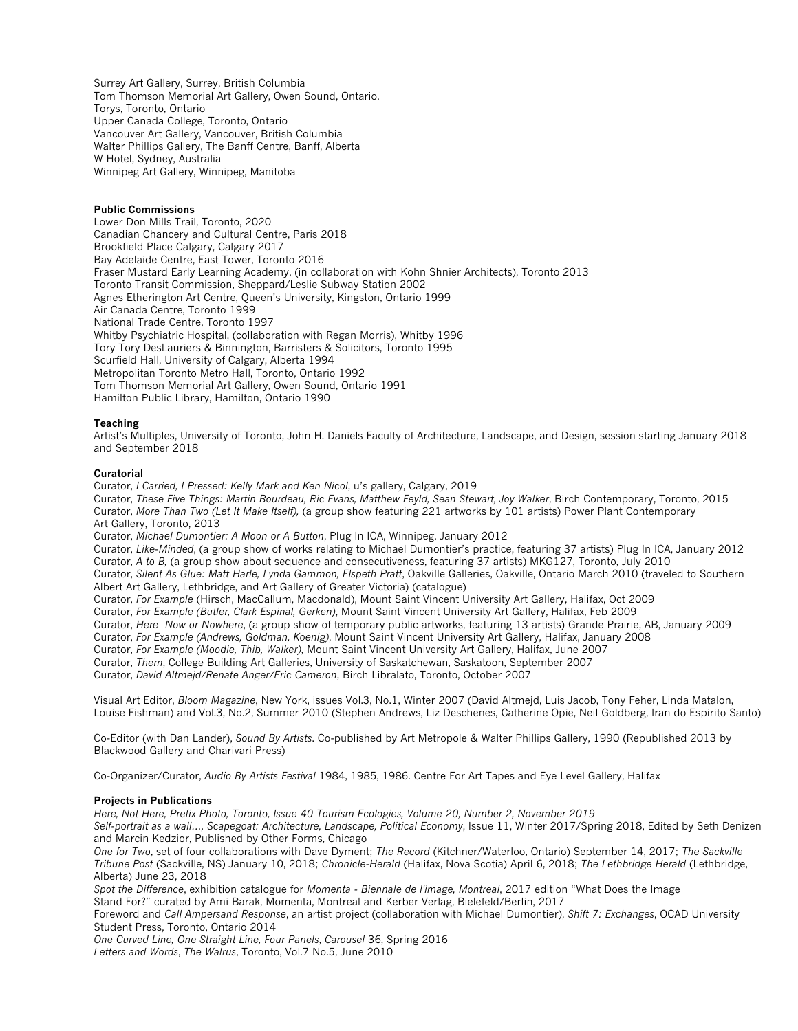Surrey Art Gallery, Surrey, British Columbia
Tom Thomson Memorial Art Gallery, Owen Sound, Ontario.
Torys, Toronto, Ontario
Upper Canada College, Toronto, Ontario
Vancouver Art Gallery, Vancouver, British Columbia
Walter Phillips Gallery, The Banff Centre, Banff, Alberta
W Hotel, Sydney, Australia
Winnipeg Art Gallery, Winnipeg, Manitoba

**Public Commissions**
Lower Don Mills Trail, Toronto, 2020
Canadian Chancery and Cultural Centre, Paris 2018
Brookfield Place Calgary, Calgary 2017
Bay Adelaide Centre, East Tower, Toronto 2016
Fraser Mustard Early Learning Academy, (in collaboration with Kohn Shnier Architects), Toronto 2013
Toronto Transit Commission, Sheppard/Leslie Subway Station 2002
Agnes Etherington Art Centre, Queen's University, Kingston, Ontario 1999
Air Canada Centre, Toronto 1999
National Trade Centre, Toronto 1997
Whitby Psychiatric Hospital, (collaboration with Regan Morris), Whitby 1996
Tory Tory DesLauriers & Binnington, Barristers & Solicitors, Toronto 1995
Scurfield Hall, University of Calgary, Alberta 1994
Metropolitan Toronto Metro Hall, Toronto, Ontario 1992
Tom Thomson Memorial Art Gallery, Owen Sound, Ontario 1991
Hamilton Public Library, Hamilton, Ontario 1990

**Teaching**
Artist's Multiples, University of Toronto, John H. Daniels Faculty of Architecture, Landscape, and Design, session starting January 2018 and September 2018

**Curatorial**
Curator, *I Carried, I Pressed: Kelly Mark and Ken Nicol*, u's gallery, Calgary, 2019
Curator, *These Five Things: Martin Bourdeau, Ric Evans, Matthew Feyld, Sean Stewart, Joy Walker*, Birch Contemporary, Toronto, 2015
Curator, *More Than Two (Let It Make Itself),* (a group show featuring 221 artworks by 101 artists) Power Plant Contemporary Art Gallery, Toronto, 2013
Curator, *Michael Dumontier: A Moon or A Button*, Plug In ICA, Winnipeg, January 2012
Curator, *Like-Minded*, (a group show of works relating to Michael Dumontier's practice, featuring 37 artists) Plug In ICA, January 2012
Curator, *A to B,* (a group show about sequence and consecutiveness, featuring 37 artists) MKG127, Toronto, July 2010
Curator, *Silent As Glue: Matt Harle, Lynda Gammon, Elspeth Pratt*, Oakville Galleries, Oakville, Ontario March 2010 (traveled to Southern Albert Art Gallery, Lethbridge, and Art Gallery of Greater Victoria) (catalogue)
Curator, *For Example* (Hirsch, MacCallum, Macdonald), Mount Saint Vincent University Art Gallery, Halifax, Oct 2009
Curator, *For Example (Butler, Clark Espinal, Gerken)*, Mount Saint Vincent University Art Gallery, Halifax, Feb 2009
Curator, *Here Now or Nowhere*, (a group show of temporary public artworks, featuring 13 artists) Grande Prairie, AB, January 2009
Curator, *For Example (Andrews, Goldman, Koenig)*, Mount Saint Vincent University Art Gallery, Halifax, January 2008
Curator, *For Example (Moodie, Thib, Walker)*, Mount Saint Vincent University Art Gallery, Halifax, June 2007
Curator, *Them*, College Building Art Galleries, University of Saskatchewan, Saskatoon, September 2007
Curator, *David Altmejd/Renate Anger/Eric Cameron*, Birch Libralato, Toronto, October 2007

Visual Art Editor, *Bloom Magazine*, New York, issues Vol.3, No.1, Winter 2007 (David Altmejd, Luis Jacob, Tony Feher, Linda Matalon, Louise Fishman) and Vol.3, No.2, Summer 2010 (Stephen Andrews, Liz Deschenes, Catherine Opie, Neil Goldberg, Iran do Espirito Santo)

Co-Editor (with Dan Lander), *Sound By Artists*. Co-published by Art Metropole & Walter Phillips Gallery, 1990 (Republished 2013 by Blackwood Gallery and Charivari Press)

Co-Organizer/Curator, *Audio By Artists Festival* 1984, 1985, 1986. Centre For Art Tapes and Eye Level Gallery, Halifax

**Projects in Publications**
*Here, Not Here, Prefix Photo, Toronto, Issue 40 Tourism Ecologies, Volume 20, Number 2, November 2019*
*Self-portrait as a wall…, Scapegoat: Architecture, Landscape, Political Economy*, Issue 11, Winter 2017/Spring 2018, Edited by Seth Denizen and Marcin Kedzior, Published by Other Forms, Chicago
*One for Two*, set of four collaborations with Dave Dyment; *The Record* (Kitchner/Waterloo, Ontario) September 14, 2017; *The Sackville Tribune Post* (Sackville, NS) January 10, 2018; *Chronicle-Herald* (Halifax, Nova Scotia) April 6, 2018; *The Lethbridge Herald* (Lethbridge, Alberta) June 23, 2018
*Spot the Difference*, exhibition catalogue for *Momenta - Biennale de l'image, Montreal*, 2017 edition "What Does the Image Stand For?" curated by Ami Barak, Momenta, Montreal and Kerber Verlag, Bielefeld/Berlin, 2017
Foreword and *Call Ampersand Response*, an artist project (collaboration with Michael Dumontier), *Shift 7: Exchanges*, OCAD University Student Press, Toronto, Ontario 2014
*One Curved Line, One Straight Line, Four Panels*, *Carousel* 36, Spring 2016
*Letters and Words*, *The Walrus*, Toronto, Vol.7 No.5, June 2010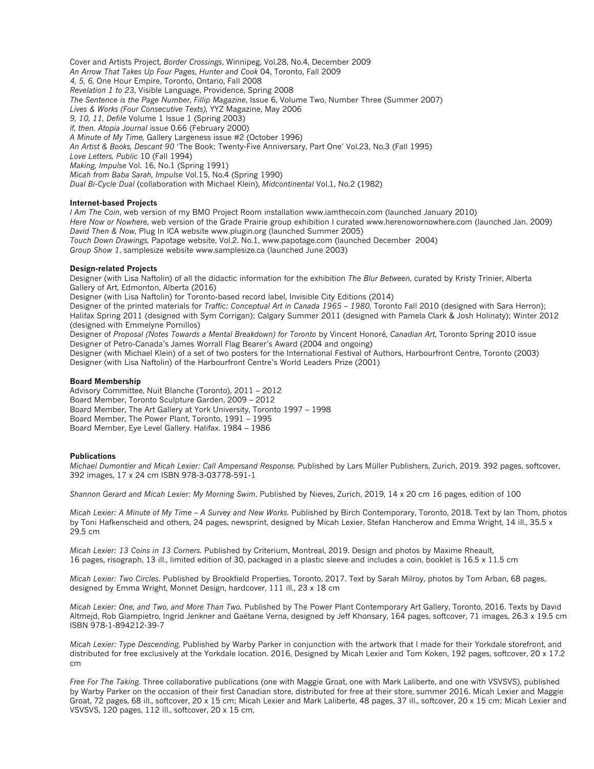Cover and Artists Project, *Border Crossings*, Winnipeg, Vol.28, No.4, December 2009
*An Arrow That Takes Up Four Pages*, *Hunter and Cook* 04, Toronto, Fall 2009
*4, 5, 6,* One Hour Empire, Toronto, Ontario, Fall 2008
*Revelation 1 to 23*, Visible Language, Providence, Spring 2008
*The Sentence is the Page Number*, *Fillip Magazine*, Issue 6, Volume Two, Number Three (Summer 2007)
*Lives & Works (Four Consecutive Texts),* YYZ Magazine, May 2006
*9, 10, 11, Defile* Volume 1 Issue 1 (Spring 2003)
*if, then. Atopia Journal* issue 0.66 (February 2000)
*A Minute of My Time,* Gallery Largeness issue #2 (October 1996)
*An Artist & Books, Descant 90* 'The Book; Twenty-Five Anniversary, Part One' Vol.23, No.3 (Fall 1995)
*Love Letters, Public* 10 (Fall 1994)
*Making, Impulse* Vol. 16, No.1 (Spring 1991)
*Micah from Baba Sarah, Impulse* Vol.15, No.4 (Spring 1990)
*Dual Bi-Cycle Dual* (collaboration with Michael Klein), *Midcontinental* Vol.1, No.2 (1982)

**Internet-based Projects**
*I Am The Coin*, web version of my BMO Project Room installation www.iamthecoin.com (launched January 2010)
*Here Now or Nowhere*, web version of the Grade Prairie group exhibition I curated www.herenowornowhere.com (launched Jan. 2009)
*David Then & Now,* Plug In ICA website www.plugin.org (launched Summer 2005)
*Touch Down Drawings,* Papotage website, Vol.2. No.1, www.papotage.com (launched December 2004)
*Group Show 1*, samplesize website www.samplesize.ca (launched June 2003)

**Design-related Projects**
Designer (with Lisa Naftolin) of all the didactic information for the exhibition *The Blur Between*, curated by Kristy Trinier, Alberta Gallery of Art, Edmonton, Alberta (2016)
Designer (with Lisa Naftolin) for Toronto-based record label, Invisible City Editions (2014)
Designer of the printed materials for *Traffic: Conceptual Art in Canada 1965 – 1980,* Toronto Fall 2010 (designed with Sara Herron); Halifax Spring 2011 (designed with Sym Corrigan); Calgary Summer 2011 (designed with Pamela Clark & Josh Holinaty); Winter 2012 (designed with Emmelyne Pornillos)
Designer of *Proposal (Notes Towards a Mental Breakdown) for Toronto* by Vincent Honoré, *Canadian Art*, Toronto Spring 2010 issue
Designer of Petro-Canada's James Worrall Flag Bearer's Award (2004 and ongoing)
Designer (with Michael Klein) of a set of two posters for the International Festival of Authors, Harbourfront Centre, Toronto (2003)
Designer (with Lisa Naftolin) of the Harbourfront Centre's World Leaders Prize (2001)

**Board Membership**
Advisory Committee, Nuit Blanche (Toronto), 2011 – 2012
Board Member, Toronto Sculpture Garden, 2009 – 2012
Board Member, The Art Gallery at York University, Toronto 1997 – 1998
Board Member, The Power Plant, Toronto, 1991 – 1995
Board Member, Eye Level Gallery. Halifax. 1984 – 1986

**Publications**
*Michael Dumontier and Micah Lexier: Call Ampersand Response.* Published by Lars Müller Publishers, Zurich, 2019. 392 pages, softcover, 392 images, 17 x 24 cm ISBN 978-3-03778-591-1

*Shannon Gerard and Micah Lexier: My Morning Swim*. Published by Nieves, Zurich, 2019, 14 x 20 cm 16 pages, edition of 100

*Micah Lexier: A Minute of My Time – A Survey and New Works.* Published by Birch Contemporary, Toronto, 2018. Text by Ian Thom, photos by Toni Hafkenscheid and others, 24 pages, newsprint, designed by Micah Lexier, Stefan Hancherow and Emma Wright, 14 ill., 35.5 x 29.5 cm

*Micah Lexier: 13 Coins in 13 Corners.* Published by Criterium, Montreal, 2019. Design and photos by Maxime Rheault, 16 pages, risograph, 13 ill., limited edition of 30, packaged in a plastic sleeve and includes a coin, booklet is 16.5 x 11.5 cm

*Micah Lexier: Two Circles*. Published by Brookfield Properties, Toronto, 2017. Text by Sarah Milroy, photos by Tom Arban, 68 pages, designed by Emma Wright, Monnet Design, hardcover, 111 ill., 23 x 18 cm

*Micah Lexier: One, and Two, and More Than Two.* Published by The Power Plant Contemporary Art Gallery, Toronto, 2016. Texts by David Altmejd, Rob Giampietro, Ingrid Jenkner and Gaëtane Verna, designed by Jeff Khonsary, 164 pages, softcover, 71 images, 26.3 x 19.5 cm ISBN 978-1-894212-39-7

*Micah Lexier: Type Descending.* Published by Warby Parker in conjunction with the artwork that I made for their Yorkdale storefront, and distributed for free exclusively at the Yorkdale location. 2016, Designed by Micah Lexier and Tom Koken, 192 pages, softcover, 20 x 17.2 cm

*Free For The Taking.* Three collaborative publications (one with Maggie Groat, one with Mark Laliberte, and one with VSVSVS), published by Warby Parker on the occasion of their first Canadian store, distributed for free at their store, summer 2016. Micah Lexier and Maggie Groat, 72 pages, 68 ill., softcover, 20 x 15 cm; Micah Lexier and Mark Laliberte, 48 pages, 37 ill., softcover, 20 x 15 cm; Micah Lexier and VSVSVS, 120 pages, 112 ill., softcover, 20 x 15 cm,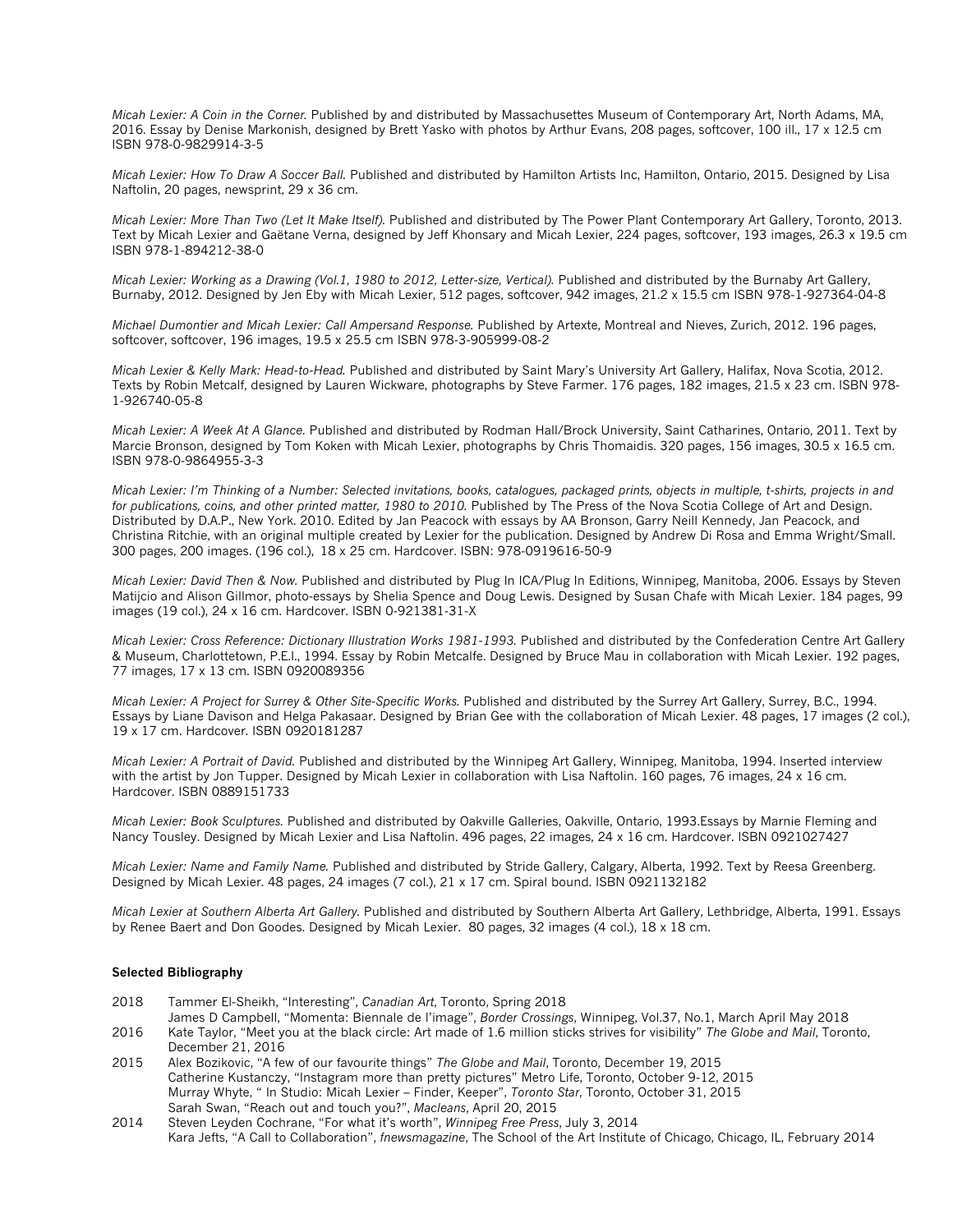*Micah Lexier: A Coin in the Corner.* Published by and distributed by Massachusettes Museum of Contemporary Art, North Adams, MA, 2016. Essay by Denise Markonish, designed by Brett Yasko with photos by Arthur Evans, 208 pages, softcover, 100 ill., 17 x 12.5 cm ISBN 978-0-9829914-3-5

*Micah Lexier: How To Draw A Soccer Ball.* Published and distributed by Hamilton Artists Inc, Hamilton, Ontario, 2015. Designed by Lisa Naftolin, 20 pages, newsprint, 29 x 36 cm.

*Micah Lexier: More Than Two (Let It Make Itself).* Published and distributed by The Power Plant Contemporary Art Gallery, Toronto, 2013. Text by Micah Lexier and Gaëtane Verna, designed by Jeff Khonsary and Micah Lexier, 224 pages, softcover, 193 images, 26.3 x 19.5 cm ISBN 978-1-894212-38-0

*Micah Lexier: Working as a Drawing (Vol.1, 1980 to 2012, Letter-size, Vertical).* Published and distributed by the Burnaby Art Gallery, Burnaby, 2012. Designed by Jen Eby with Micah Lexier, 512 pages, softcover, 942 images, 21.2 x 15.5 cm ISBN 978-1-927364-04-8

*Michael Dumontier and Micah Lexier: Call Ampersand Response.* Published by Artexte, Montreal and Nieves, Zurich, 2012. 196 pages, softcover, softcover, 196 images, 19.5 x 25.5 cm ISBN 978-3-905999-08-2

*Micah Lexier & Kelly Mark: Head-to-Head.* Published and distributed by Saint Mary's University Art Gallery, Halifax, Nova Scotia, 2012. Texts by Robin Metcalf, designed by Lauren Wickware, photographs by Steve Farmer. 176 pages, 182 images, 21.5 x 23 cm. ISBN 978-1-926740-05-8

*Micah Lexier: A Week At A Glance.* Published and distributed by Rodman Hall/Brock University, Saint Catharines, Ontario, 2011. Text by Marcie Bronson, designed by Tom Koken with Micah Lexier, photographs by Chris Thomaidis. 320 pages, 156 images, 30.5 x 16.5 cm. ISBN 978-0-9864955-3-3

*Micah Lexier: I'm Thinking of a Number: Selected invitations, books, catalogues, packaged prints, objects in multiple, t-shirts, projects in and for publications, coins, and other printed matter, 1980 to 2010.* Published by The Press of the Nova Scotia College of Art and Design. Distributed by D.A.P., New York. 2010. Edited by Jan Peacock with essays by AA Bronson, Garry Neill Kennedy, Jan Peacock, and Christina Ritchie, with an original multiple created by Lexier for the publication. Designed by Andrew Di Rosa and Emma Wright/Small. 300 pages, 200 images. (196 col.), 18 x 25 cm. Hardcover. ISBN: 978-0919616-50-9

*Micah Lexier: David Then & Now.* Published and distributed by Plug In ICA/Plug In Editions, Winnipeg, Manitoba, 2006. Essays by Steven Matijcio and Alison Gillmor, photo-essays by Shelia Spence and Doug Lewis. Designed by Susan Chafe with Micah Lexier. 184 pages, 99 images (19 col.), 24 x 16 cm. Hardcover. ISBN 0-921381-31-X

*Micah Lexier: Cross Reference: Dictionary Illustration Works 1981-1993.* Published and distributed by the Confederation Centre Art Gallery & Museum, Charlottetown, P.E.I., 1994. Essay by Robin Metcalfe. Designed by Bruce Mau in collaboration with Micah Lexier. 192 pages, 77 images, 17 x 13 cm. ISBN 0920089356

*Micah Lexier: A Project for Surrey & Other Site-Specific Works.* Published and distributed by the Surrey Art Gallery, Surrey, B.C., 1994. Essays by Liane Davison and Helga Pakasaar. Designed by Brian Gee with the collaboration of Micah Lexier. 48 pages, 17 images (2 col.), 19 x 17 cm. Hardcover. ISBN 0920181287

*Micah Lexier: A Portrait of David.* Published and distributed by the Winnipeg Art Gallery, Winnipeg, Manitoba, 1994. Inserted interview with the artist by Jon Tupper. Designed by Micah Lexier in collaboration with Lisa Naftolin. 160 pages, 76 images, 24 x 16 cm. Hardcover. ISBN 0889151733

*Micah Lexier: Book Sculptures.* Published and distributed by Oakville Galleries, Oakville, Ontario, 1993.Essays by Marnie Fleming and Nancy Tousley. Designed by Micah Lexier and Lisa Naftolin. 496 pages, 22 images, 24 x 16 cm. Hardcover. ISBN 0921027427

*Micah Lexier: Name and Family Name.* Published and distributed by Stride Gallery, Calgary, Alberta, 1992. Text by Reesa Greenberg. Designed by Micah Lexier. 48 pages, 24 images (7 col.), 21 x 17 cm. Spiral bound. ISBN 0921132182

*Micah Lexier at Southern Alberta Art Gallery.* Published and distributed by Southern Alberta Art Gallery, Lethbridge, Alberta, 1991. Essays by Renee Baert and Don Goodes. Designed by Micah Lexier. 80 pages, 32 images (4 col.), 18 x 18 cm.

**Selected Bibliography**

2018 Tammer El-Sheikh, "Interesting", *Canadian Art*, Toronto, Spring 2018
James D Campbell, "Momenta: Biennale de l'image", *Border Crossings*, Winnipeg, Vol.37, No.1, March April May 2018

2016 Kate Taylor, "Meet you at the black circle: Art made of 1.6 million sticks strives for visibility" *The Globe and Mail*, Toronto, December 21, 2016

2015 Alex Bozikovic, "A few of our favourite things" *The Globe and Mail*, Toronto, December 19, 2015
Catherine Kustanczy, "Instagram more than pretty pictures" Metro Life, Toronto, October 9-12, 2015
Murray Whyte, " In Studio: Micah Lexier – Finder, Keeper", *Toronto Star*, Toronto, October 31, 2015
Sarah Swan, "Reach out and touch you?", *Macleans*, April 20, 2015

2014 Steven Leyden Cochrane, "For what it's worth", *Winnipeg Free Press*, July 3, 2014
Kara Jefts, "A Call to Collaboration", *fnewsmagazine*, The School of the Art Institute of Chicago, Chicago, IL, February 2014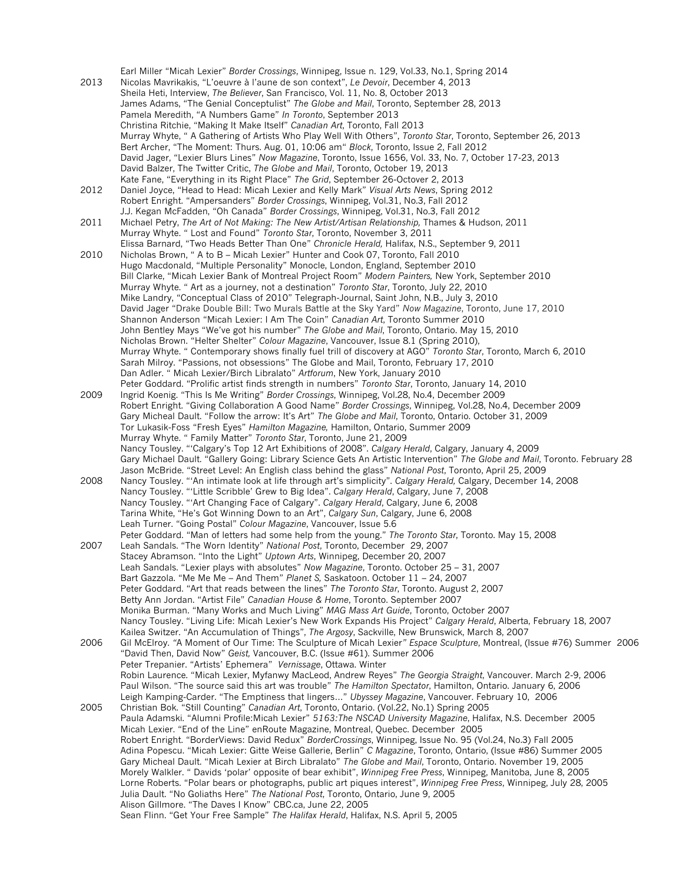Earl Miller "Micah Lexier" *Border Crossings*, Winnipeg, Issue n. 129, Vol.33, No.1, Spring 2014

2013 Nicolas Mavrikakis, "L'oeuvre à l'aune de son context", *Le Devoir*, December 4, 2013
Sheila Heti, Interview, *The Believer*, San Francisco, Vol. 11, No. 8, October 2013
James Adams, "The Genial Conceptualist" *The Globe and Mail*, Toronto, September 28, 2013
Pamela Meredith, "A Numbers Game" *In Toronto*, September 2013
Christina Ritchie, "Making It Make Itself" *Canadian Art*, Toronto, Fall 2013
Murray Whyte, " A Gathering of Artists Who Play Well With Others", *Toronto Star*, Toronto, September 26, 2013
Bert Archer, "The Moment: Thurs. Aug. 01, 10:06 am" *Block*, Toronto, Issue 2, Fall 2012
David Jager, "Lexier Blurs Lines" *Now Magazine*, Toronto, Issue 1656, Vol. 33, No. 7, October 17-23, 2013
David Balzer, The Twitter Critic, *The Globe and Mail*, Toronto, October 19, 2013
Kate Fane, "Everything in its Right Place" *The Grid*, September 26-Octover 2, 2013

2012 Daniel Joyce, "Head to Head: Micah Lexier and Kelly Mark" *Visual Arts News*, Spring 2012
Robert Enright. "Ampersanders" *Border Crossings*, Winnipeg, Vol.31, No.3, Fall 2012
J.J. Kegan McFadden, "Oh Canada" *Border Crossings*, Winnipeg, Vol.31, No.3, Fall 2012

2011 Michael Petry, *The Art of Not Making: The New Artist/Artisan Relationship,* Thames & Hudson, 2011
Murray Whyte. " Lost and Found" *Toronto Star*, Toronto, November 3, 2011
Elissa Barnard, "Two Heads Better Than One" *Chronicle Herald,* Halifax, N.S., September 9, 2011

2010 Nicholas Brown, " A to B – Micah Lexier" Hunter and Cook 07, Toronto, Fall 2010
Hugo Macdonald, "Multiple Personality" Monocle, London, England, September 2010
Bill Clarke, "Micah Lexier Bank of Montreal Project Room" *Modern Painters,* New York, September 2010
Murray Whyte. " Art as a journey, not a destination" *Toronto Star*, Toronto, July 22, 2010
Mike Landry, "Conceptual Class of 2010" Telegraph-Journal, Saint John, N.B., July 3, 2010
David Jager "Drake Double Bill: Two Murals Battle at the Sky Yard" *Now Magazine*, Toronto, June 17, 2010
Shannon Anderson "Micah Lexier: I Am The Coin" *Canadian Art*, Toronto Summer 2010
John Bentley Mays "We've got his number" *The Globe and Mail*, Toronto, Ontario. May 15, 2010
Nicholas Brown. "Helter Shelter" *Colour Magazine*, Vancouver, Issue 8.1 (Spring 2010),
Murray Whyte. " Contemporary shows finally fuel trill of discovery at AGO" *Toronto Star*, Toronto, March 6, 2010
Sarah Milroy. "Passions, not obsessions" The Globe and Mail, Toronto, February 17, 2010
Dan Adler. " Micah Lexier/Birch Libralato" *Artforum*, New York, January 2010
Peter Goddard. "Prolific artist finds strength in numbers" *Toronto Star*, Toronto, January 14, 2010

2009 Ingrid Koenig. "This Is Me Writing" *Border Crossings*, Winnipeg, Vol.28, No.4, December 2009
Robert Enright. "Giving Collaboration A Good Name" *Border Crossings*, Winnipeg, Vol.28, No.4, December 2009
Gary Micheal Dault. "Follow the arrow: It's Art" *The Globe and Mail*, Toronto, Ontario. October 31, 2009
Tor Lukasik-Foss "Fresh Eyes" *Hamilton Magazine,* Hamilton, Ontario, Summer 2009
Murray Whyte. " Family Matter" *Toronto Star*, Toronto, June 21, 2009
Nancy Tousley. "'Calgary's Top 12 Art Exhibitions of 2008". *Calgary Herald*, Calgary, January 4, 2009
Gary Michael Dault. "Gallery Going: Library Science Gets An Artistic Intervention" *The Globe and Mail*, Toronto. February 28
Jason McBride. "Street Level: An English class behind the glass" *National Post*, Toronto, April 25, 2009

2008 Nancy Tousley. "'An intimate look at life through art's simplicity". *Calgary Herald,* Calgary, December 14, 2008
Nancy Tousley. "'Little Scribble' Grew to Big Idea". *Calgary Herald*, Calgary, June 7, 2008
Nancy Tousley. "'Art Changing Face of Calgary". *Calgary Herald*, Calgary, June 6, 2008
Tarina White, "He's Got Winning Down to an Art", *Calgary Sun*, Calgary, June 6, 2008
Leah Turner. "Going Postal" *Colour Magazine*, Vancouver, Issue 5.6
Peter Goddard. "Man of letters had some help from the young." *The Toronto Star*, Toronto. May 15, 2008

2007 Leah Sandals. "The Worn Identity" *National Post*, Toronto, December 29, 2007
Stacey Abramson. "Into the Light" *Uptown Arts*, Winnipeg, December 20, 2007
Leah Sandals. "Lexier plays with absolutes" *Now Magazine*, Toronto. October 25 – 31, 2007
Bart Gazzola. "Me Me Me – And Them" *Planet S,* Saskatoon. October 11 – 24, 2007
Peter Goddard. "Art that reads between the lines" *The Toronto Star*, Toronto. August 2, 2007
Betty Ann Jordan. "Artist File" *Canadian House & Home*, Toronto. September 2007
Monika Burman. "Many Works and Much Living" *MAG Mass Art Guide*, Toronto, October 2007
Nancy Tousley. "Living Life: Micah Lexier's New Work Expands His Project" *Calgary Herald*, Alberta, February 18, 2007
Kailea Switzer. "An Accumulation of Things", *The Argosy*, Sackville, New Brunswick, March 8, 2007

2006 Gil McElroy. "A Moment of Our Time: The Sculpture of Micah Lexier" *Espace Sculpture*, Montreal, (Issue #76) Summer 2006
"David Then, David Now" *Geist,* Vancouver, B.C. (Issue #61). Summer 2006
Peter Trepanier. "Artists' Ephemera" *Vernissage*, Ottawa. Winter
Robin Laurence. "Micah Lexier, Myfanwy MacLeod, Andrew Reyes" *The Georgia Straight*, Vancouver. March 2-9, 2006
Paul Wilson. "The source said this art was trouble" *The Hamilton Spectator*, Hamilton, Ontario. January 6, 2006
Leigh Kamping-Carder. "The Emptiness that lingers…" *Ubyssey Magazine*, Vancouver. February 10, 2006

2005 Christian Bok. "Still Counting" *Canadian Art*, Toronto, Ontario. (Vol.22, No.1) Spring 2005
Paula Adamski. "Alumni Profile:Micah Lexier" *5163:The NSCAD University Magazine*, Halifax, N.S. December 2005
Micah Lexier. "End of the Line" enRoute Magazine, Montreal, Quebec. December 2005
Robert Enright. "BorderViews: David Redux" *BorderCrossings*, Winnipeg, Issue No. 95 (Vol.24, No.3) Fall 2005
Adina Popescu. "Micah Lexier: Gitte Weise Gallerie, Berlin" *C Magazine*, Toronto, Ontario, (Issue #86) Summer 2005
Gary Micheal Dault. "Micah Lexier at Birch Libralato" *The Globe and Mail*, Toronto, Ontario. November 19, 2005
Morely Walkler. " Davids 'polar' opposite of bear exhibit", *Winnipeg Free Press*, Winnipeg, Manitoba, June 8, 2005
Lorne Roberts. "Polar bears or photographs, public art piques interest", *Winnipeg Free Press*, Winnipeg, July 28, 2005
Julia Dault. "No Goliaths Here" *The National Post*, Toronto, Ontario, June 9, 2005
Alison Gillmore. "The Daves I Know" CBC.ca, June 22, 2005
Sean Flinn. "Get Your Free Sample" *The Halifax Herald*, Halifax, N.S. April 5, 2005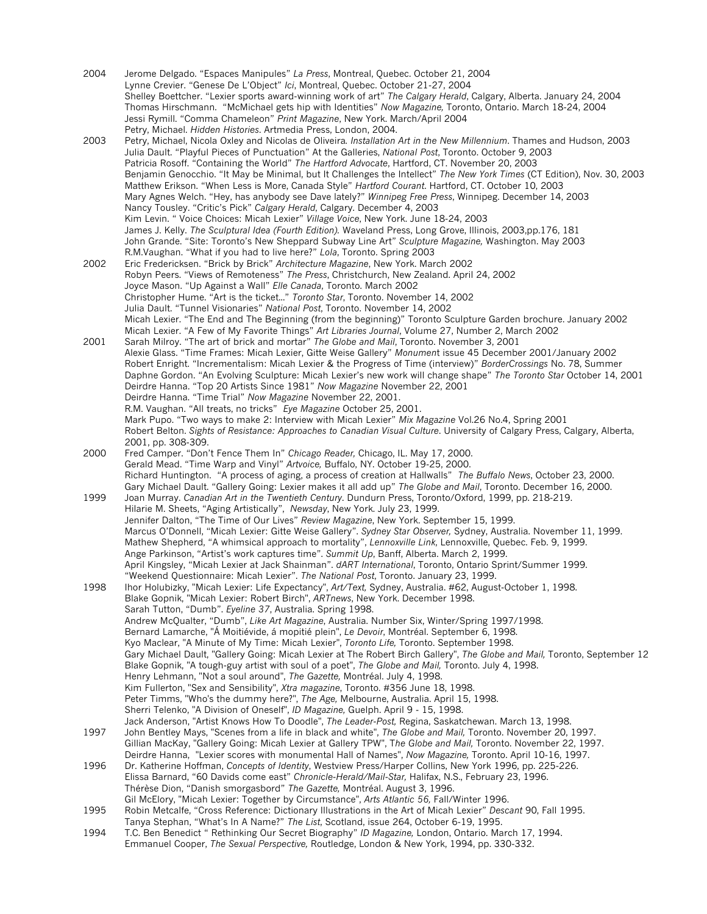2004 Jerome Delgado. "Espaces Manipules" *La Press*, Montreal, Quebec. October 21, 2004
Lynne Crevier. "Genese De L'Object" *Ici*, Montreal, Quebec. October 21-27, 2004
Shelley Boettcher. "Lexier sports award-winning work of art" *The Calgary Herald*, Calgary, Alberta. January 24, 2004
Thomas Hirschmann. "McMichael gets hip with Identities" *Now Magazine,* Toronto, Ontario. March 18-24, 2004
Jessi Rymill. "Comma Chameleon" *Print Magazine*, New York. March/April 2004
Petry, Michael. *Hidden Histories*. Artmedia Press, London, 2004.

2003 Petry, Michael, Nicola Oxley and Nicolas de Oliveira. *Installation Art in the New Millennium*. Thames and Hudson, 2003
Julia Dault. "Playful Pieces of Punctuation" At the Galleries, *National Post*, Toronto. October 9, 2003
Patricia Rosoff. "Containing the World" *The Hartford Advocate*, Hartford, CT. November 20, 2003
Benjamin Genocchio. "It May be Minimal, but It Challenges the Intellect" *The New York Times* (CT Edition), Nov. 30, 2003
Matthew Erikson. "When Less is More, Canada Style" *Hartford Courant*. Hartford, CT. October 10, 2003
Mary Agnes Welch. "Hey, has anybody see Dave lately?" *Winnipeg Free Press*, Winnipeg. December 14, 2003
Nancy Tousley. "Critic's Pick" *Calgary Herald*, Calgary. December 4, 2003
Kim Levin. " Voice Choices: Micah Lexier" *Village Voice*, New York. June 18-24, 2003
James J. Kelly. *The Sculptural Idea (Fourth Edition)*. Waveland Press, Long Grove, Illinois, 2003,pp.176, 181
John Grande. "Site: Toronto's New Sheppard Subway Line Art" *Sculpture Magazine,* Washington. May 2003
R.M.Vaughan. "What if you had to live here?" *Lola*, Toronto. Spring 2003

2002 Eric Fredericksen. "Brick by Brick" *Architecture Magazine*, New York. March 2002
Robyn Peers. "Views of Remoteness" *The Press*, Christchurch, New Zealand. April 24, 2002
Joyce Mason. "Up Against a Wall" *Elle Canada*, Toronto. March 2002
Christopher Hume. "Art is the ticket..." *Toronto Star*, Toronto. November 14, 2002
Julia Dault. "Tunnel Visionaries" *National Post*, Toronto. November 14, 2002
Micah Lexier. "The End and The Beginning (from the beginning)" Toronto Sculpture Garden brochure. January 2002
Micah Lexier. "A Few of My Favorite Things" *Art Libraries Journal*, Volume 27, Number 2, March 2002

2001 Sarah Milroy. "The art of brick and mortar" *The Globe and Mail*, Toronto. November 3, 2001
Alexie Glass. "Time Frames: Micah Lexier, Gitte Weise Gallery" *Monument* issue 45 December 2001/January 2002
Robert Enright. "Incrementalism: Micah Lexier & the Progress of Time (interview)" *BorderCrossings* No. 78, Summer
Daphne Gordon. "An Evolving Sculpture: Micah Lexier's new work will change shape" *The Toronto Star* October 14, 2001
Deirdre Hanna. "Top 20 Artists Since 1981" *Now Magazine* November 22, 2001
Deirdre Hanna. "Time Trial" *Now Magazine* November 22, 2001.
R.M. Vaughan. "All treats, no tricks" *Eye Magazine* October 25, 2001.
Mark Pupo. "Two ways to make 2: Interview with Micah Lexier" *Mix Magazine* Vol.26 No.4, Spring 2001
Robert Belton. *Sights of Resistance: Approaches to Canadian Visual Culture*. University of Calgary Press, Calgary, Alberta, 2001, pp. 308-309.

2000 Fred Camper. "Don't Fence Them In" *Chicago Reader,* Chicago, IL. May 17, 2000.
Gerald Mead. "Time Warp and Vinyl" *Artvoice,* Buffalo, NY. October 19-25, 2000.
Richard Huntington. "A process of aging, a process of creation at Hallwalls" *The Buffalo News*, October 23, 2000.
Gary Michael Dault. "Gallery Going: Lexier makes it all add up" *The Globe and Mail*, Toronto. December 16, 2000.

1999 Joan Murray. *Canadian Art in the Twentieth Century*. Dundurn Press, Toronto/Oxford, 1999, pp. 218-219.
Hilarie M. Sheets, "Aging Artistically", *Newsday*, New York. July 23, 1999.
Jennifer Dalton, "The Time of Our Lives" *Review Magazine*, New York. September 15, 1999.
Marcus O'Donnell, "Micah Lexier: Gitte Weise Gallery". *Sydney Star Observer,* Sydney, Australia. November 11, 1999.
Mathew Shepherd, "A whimsical approach to mortality", *Lennoxville Link*, Lennoxville, Quebec. Feb. 9, 1999.
Ange Parkinson, "Artist's work captures time". *Summit Up*, Banff, Alberta. March 2, 1999.
April Kingsley, "Micah Lexier at Jack Shainman". *dART International*, Toronto, Ontario Sprint/Summer 1999.
"Weekend Questionnaire: Micah Lexier". *The National Post,* Toronto. January 23, 1999.

1998 Ihor Holubizky, "Micah Lexier: Life Expectancy", *Art/Text,* Sydney, Australia. #62, August-October 1, 1998.
Blake Gopnik, "Micah Lexier: Robert Birch", *ARTnews*, New York. December 1998.
Sarah Tutton, "Dumb". *Eyeline 37*, Australia. Spring 1998.
Andrew McQualter, "Dumb", *Like Art Magazine*, Australia. Number Six, Winter/Spring 1997/1998.
Bernard Lamarche, "Á Moitiévide, á mopitié plein", *Le Devoir*, Montréal. September 6, 1998.
Kyo Maclear, "A Minute of My Time: Micah Lexier", *Toronto Life,* Toronto. September 1998.
Gary Michael Dault, "Gallery Going: Micah Lexier at The Robert Birch Gallery", *The Globe and Mail,* Toronto, September 12
Blake Gopnik, "A tough-guy artist with soul of a poet", *The Globe and Mail,* Toronto. July 4, 1998.
Henry Lehmann, "Not a soul around", *The Gazette,* Montréal. July 4, 1998.
Kim Fullerton, "Sex and Sensibility", *Xtra magazine*, Toronto. #356 June 18, 1998.
Peter Timms, "Who's the dummy here?", *The Age,* Melbourne, Australia. April 15, 1998.
Sherri Telenko, "A Division of Oneself", *ID Magazine,* Guelph. April 9 - 15, 1998.
Jack Anderson, "Artist Knows How To Doodle", *The Leader-Post,* Regina, Saskatchewan. March 13, 1998.

1997 John Bentley Mays, "Scenes from a life in black and white", *The Globe and Mail,* Toronto. November 20, 1997.
Gillian MacKay, "Gallery Going: Micah Lexier at Gallery TPW", *The Globe and Mail,* Toronto. November 22, 1997.
Deirdre Hanna, "Lexier scores with monumental Hall of Names", *Now Magazine,* Toronto. April 10-16, 1997.

1996 Dr. Katherine Hoffman, *Concepts of Identity*, Westview Press/Harper Collins, New York 1996, pp. 225-226.
Elissa Barnard, "60 Davids come east" *Chronicle-Herald/Mail-Star,* Halifax, N.S., February 23, 1996.
Thérèse Dion, "Danish smorgasbord" *The Gazette,* Montréal. August 3, 1996.
Gil McElory, "Micah Lexier: Together by Circumstance", *Arts Atlantic 56,* Fall/Winter 1996.

1995 Robin Metcalfe, "Cross Reference: Dictionary Illustrations in the Art of Micah Lexier" *Descant* 90, Fall 1995.
Tanya Stephan, "What's In A Name?" *The List*, Scotland, issue 264, October 6-19, 1995.

1994 T.C. Ben Benedict " Rethinking Our Secret Biography" *ID Magazine,* London, Ontario. March 17, 1994.
Emmanuel Cooper, *The Sexual Perspective,* Routledge, London & New York, 1994, pp. 330-332.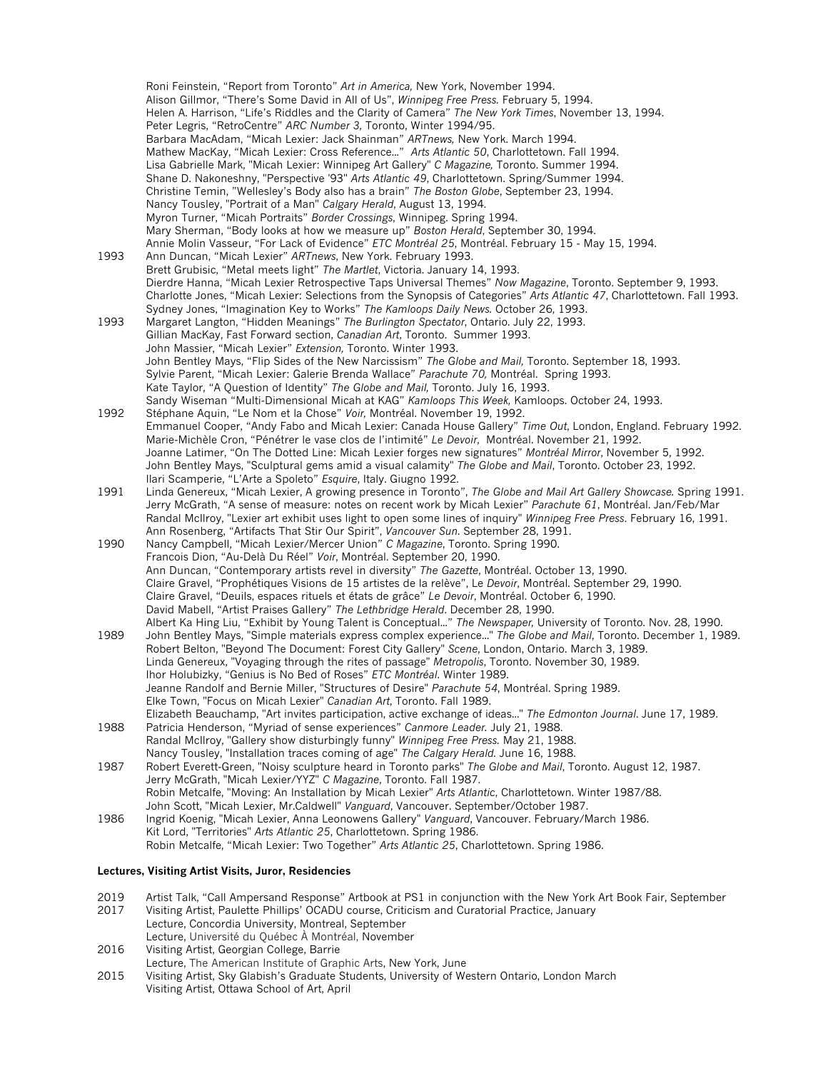Roni Feinstein, "Report from Toronto" *Art in America,* New York, November 1994.
Alison Gillmor, "There's Some David in All of Us", *Winnipeg Free Press.* February 5, 1994.
Helen A. Harrison, "Life's Riddles and the Clarity of Camera" *The New York Times*, November 13, 1994.
Peter Legris, "RetroCentre" *ARC Number 3,* Toronto, Winter 1994/95.
Barbara MacAdam, "Micah Lexier: Jack Shainman" *ARTnews,* New York. March 1994.
Mathew MacKay, "Micah Lexier: Cross Reference…" *Arts Atlantic 50*, Charlottetown. Fall 1994.
Lisa Gabrielle Mark, "Micah Lexier: Winnipeg Art Gallery" *C Magazine,* Toronto. Summer 1994.
Shane D. Nakoneshny, "Perspective '93" *Arts Atlantic 49*, Charlottetown. Spring/Summer 1994.
Christine Temin, "Wellesley's Body also has a brain" *The Boston Globe*, September 23, 1994.
Nancy Tousley, "Portrait of a Man" *Calgary Herald*, August 13, 1994.
Myron Turner, "Micah Portraits" *Border Crossings*, Winnipeg. Spring 1994.
Mary Sherman, "Body looks at how we measure up" *Boston Herald*, September 30, 1994.
Annie Molin Vasseur, "For Lack of Evidence" *ETC Montréal 25*, Montréal. February 15 - May 15, 1994.

1993 Ann Duncan, "Micah Lexier" *ARTnews*, New York. February 1993.
Brett Grubisic, "Metal meets light" *The Martlet*, Victoria. January 14, 1993.
Dierdre Hanna, "Micah Lexier Retrospective Taps Universal Themes" *Now Magazine*, Toronto. September 9, 1993.
Charlotte Jones, "Micah Lexier: Selections from the Synopsis of Categories" *Arts Atlantic 47*, Charlottetown. Fall 1993.
Sydney Jones, "Imagination Key to Works" *The Kamloops Daily News.* October 26, 1993.

1993 Margaret Langton, "Hidden Meanings" *The Burlington Spectator*, Ontario. July 22, 1993.
Gillian MacKay, Fast Forward section, *Canadian Art*, Toronto. Summer 1993.
John Massier, "Micah Lexier" *Extension,* Toronto. Winter 1993.
John Bentley Mays, "Flip Sides of the New Narcissism" *The Globe and Mail,* Toronto. September 18, 1993.
Sylvie Parent, "Micah Lexier: Galerie Brenda Wallace" *Parachute 70,* Montréal. Spring 1993.
Kate Taylor, "A Question of Identity" *The Globe and Mail,* Toronto. July 16, 1993.
Sandy Wiseman "Multi-Dimensional Micah at KAG" *Kamloops This Week,* Kamloops. October 24, 1993.

1992 Stéphane Aquin, "Le Nom et la Chose" *Voir,* Montréal. November 19, 1992.
Emmanuel Cooper, "Andy Fabo and Micah Lexier: Canada House Gallery" *Time Out,* London, England. February 1992.
Marie-Michèle Cron, "Pénétrer le vase clos de l'intimité" *Le Devoir*, Montréal. November 21, 1992.
Joanne Latimer, "On The Dotted Line: Micah Lexier forges new signatures" *Montréal Mirror*, November 5, 1992.
John Bentley Mays, "Sculptural gems amid a visual calamity" *The Globe and Mail*, Toronto. October 23, 1992.
Ilari Scamperie, "L'Arte a Spoleto" *Esquire*, Italy. Giugno 1992.

1991 Linda Genereux, "Micah Lexier, A growing presence in Toronto", *The Globe and Mail Art Gallery Showcase.* Spring 1991.
Jerry McGrath, "A sense of measure: notes on recent work by Micah Lexier" *Parachute 61*, Montréal. Jan/Feb/Mar
Randal McIlroy, "Lexier art exhibit uses light to open some lines of inquiry" *Winnipeg Free Press*. February 16, 1991.
Ann Rosenberg, "Artifacts That Stir Our Spirit", *Vancouver Sun*. September 28, 1991.

1990 Nancy Campbell, "Micah Lexier/Mercer Union" *C Magazine*, Toronto. Spring 1990.
Francois Dion, "Au-Delà Du Réel" *Voir*, Montréal. September 20, 1990.
Ann Duncan, "Contemporary artists revel in diversity" *The Gazette*, Montréal. October 13, 1990.
Claire Gravel, "Prophétiques Visions de 15 artistes de la relève", Le *Devoir*, Montréal. September 29, 1990.
Claire Gravel, "Deuils, espaces rituels et états de grâce" *Le Devoir*, Montréal. October 6, 1990.
David Mabell, "Artist Praises Gallery" *The Lethbridge Herald*. December 28, 1990.
Albert Ka Hing Liu, "Exhibit by Young Talent is Conceptual…" *The Newspaper,* University of Toronto. Nov. 28, 1990.

1989 John Bentley Mays, "Simple materials express complex experience…" *The Globe and Mail*, Toronto. December 1, 1989.
Robert Belton, "Beyond The Document: Forest City Gallery" *Scene*, London, Ontario. March 3, 1989.
Linda Genereux, "Voyaging through the rites of passage" *Metropolis*, Toronto. November 30, 1989.
Ihor Holubizky, "Genius is No Bed of Roses" *ETC Montréal.* Winter 1989.
Jeanne Randolf and Bernie Miller, "Structures of Desire" *Parachute 54*, Montréal. Spring 1989.
Elke Town, "Focus on Micah Lexier" *Canadian Art*, Toronto. Fall 1989.
Elizabeth Beauchamp, "Art invites participation, active exchange of ideas…" *The Edmonton Journal*. June 17, 1989.

1988 Patricia Henderson, "Myriad of sense experiences" *Canmore Leader.* July 21, 1988.
Randal McIlroy, "Gallery show disturbingly funny" *Winnipeg Free Press.* May 21, 1988.
Nancy Tousley, "Installation traces coming of age" *The Calgary Herald.* June 16, 1988.

1987 Robert Everett-Green, "Noisy sculpture heard in Toronto parks" *The Globe and Mail*, Toronto. August 12, 1987.
Jerry McGrath, "Micah Lexier/YYZ" *C Magazine*, Toronto. Fall 1987.
Robin Metcalfe, "Moving: An Installation by Micah Lexier" *Arts Atlantic*, Charlottetown. Winter 1987/88.
John Scott, "Micah Lexier, Mr.Caldwell" *Vanguard*, Vancouver. September/October 1987.

1986 Ingrid Koenig, "Micah Lexier, Anna Leonowens Gallery" *Vanguard*, Vancouver. February/March 1986.
Kit Lord, "Territories" *Arts Atlantic 25*, Charlottetown. Spring 1986.
Robin Metcalfe, "Micah Lexier: Two Together" *Arts Atlantic 25*, Charlottetown. Spring 1986.

**Lectures, Visiting Artist Visits, Juror, Residencies**

2019 Artist Talk, "Call Ampersand Response" Artbook at PS1 in conjunction with the New York Art Book Fair, September

2017 Visiting Artist, Paulette Phillips' OCADU course, Criticism and Curatorial Practice, January
Lecture, Concordia University, Montreal, September
Lecture, Université du Québec À Montréal, November

2016 Visiting Artist, Georgian College, Barrie
Lecture, The American Institute of Graphic Arts, New York, June

2015 Visiting Artist, Sky Glabish's Graduate Students, University of Western Ontario, London March
Visiting Artist, Ottawa School of Art, April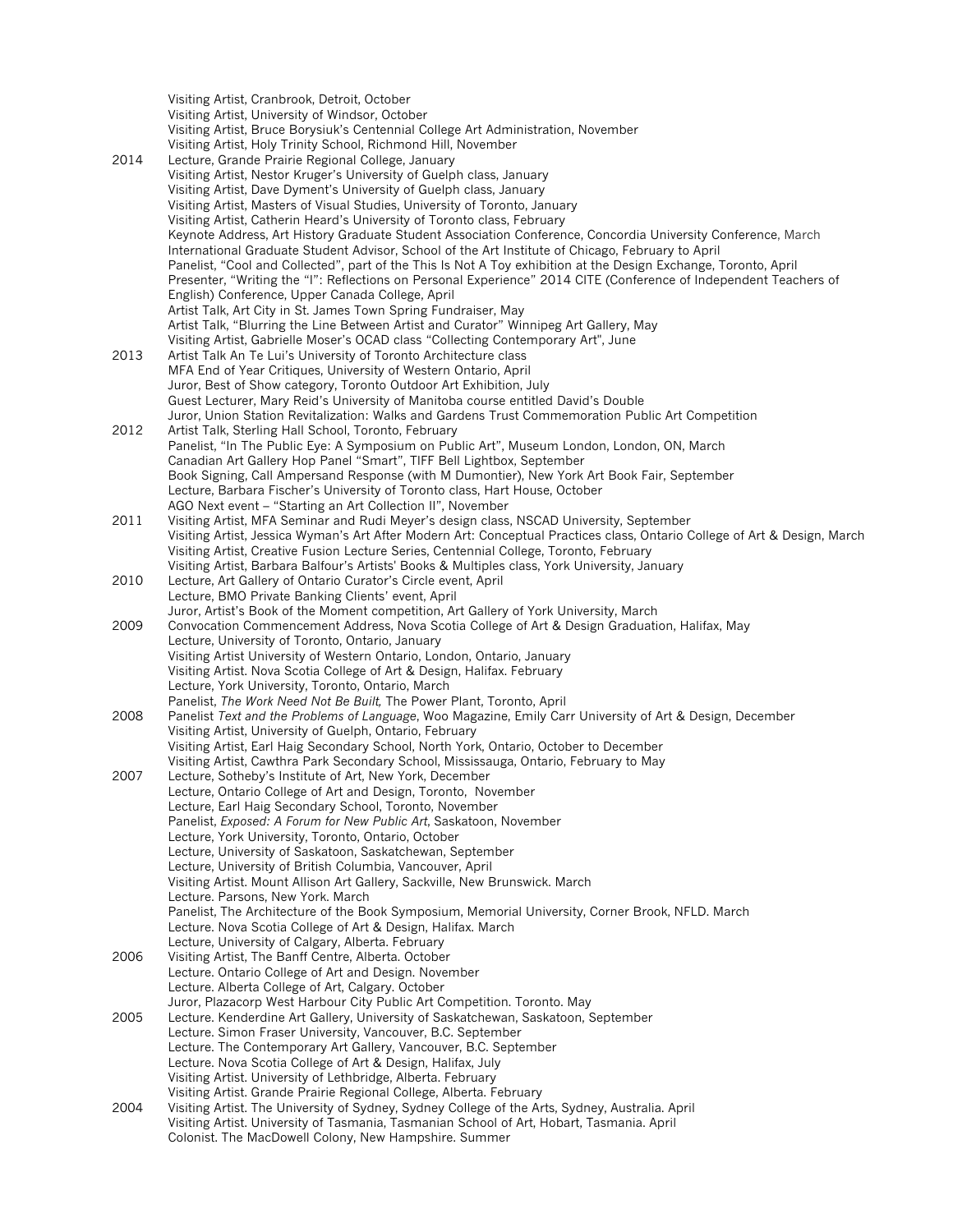Visiting Artist, Cranbrook, Detroit, October
Visiting Artist, University of Windsor, October
Visiting Artist, Bruce Borysiuk's Centennial College Art Administration, November
Visiting Artist, Holy Trinity School, Richmond Hill, November

2014 Lecture, Grande Prairie Regional College, January
Visiting Artist, Nestor Kruger's University of Guelph class, January
Visiting Artist, Dave Dyment's University of Guelph class, January
Visiting Artist, Masters of Visual Studies, University of Toronto, January
Visiting Artist, Catherin Heard's University of Toronto class, February
Keynote Address, Art History Graduate Student Association Conference, Concordia University Conference, March
International Graduate Student Advisor, School of the Art Institute of Chicago, February to April
Panelist, "Cool and Collected", part of the This Is Not A Toy exhibition at the Design Exchange, Toronto, April
Presenter, "Writing the "I": Reflections on Personal Experience" 2014 CITE (Conference of Independent Teachers of English) Conference, Upper Canada College, April
Artist Talk, Art City in St. James Town Spring Fundraiser, May
Artist Talk, "Blurring the Line Between Artist and Curator" Winnipeg Art Gallery, May
Visiting Artist, Gabrielle Moser's OCAD class "Collecting Contemporary Art", June

2013 Artist Talk An Te Lui's University of Toronto Architecture class
MFA End of Year Critiques, University of Western Ontario, April
Juror, Best of Show category, Toronto Outdoor Art Exhibition, July
Guest Lecturer, Mary Reid's University of Manitoba course entitled David's Double
Juror, Union Station Revitalization: Walks and Gardens Trust Commemoration Public Art Competition

2012 Artist Talk, Sterling Hall School, Toronto, February
Panelist, "In The Public Eye: A Symposium on Public Art", Museum London, London, ON, March
Canadian Art Gallery Hop Panel "Smart", TIFF Bell Lightbox, September
Book Signing, Call Ampersand Response (with M Dumontier), New York Art Book Fair, September
Lecture, Barbara Fischer's University of Toronto class, Hart House, October
AGO Next event – "Starting an Art Collection II", November

2011 Visiting Artist, MFA Seminar and Rudi Meyer's design class, NSCAD University, September
Visiting Artist, Jessica Wyman's Art After Modern Art: Conceptual Practices class, Ontario College of Art & Design, March
Visiting Artist, Creative Fusion Lecture Series, Centennial College, Toronto, February
Visiting Artist, Barbara Balfour's Artists' Books & Multiples class, York University, January

2010 Lecture, Art Gallery of Ontario Curator's Circle event, April
Lecture, BMO Private Banking Clients' event, April
Juror, Artist's Book of the Moment competition, Art Gallery of York University, March

2009 Convocation Commencement Address, Nova Scotia College of Art & Design Graduation, Halifax, May
Lecture, University of Toronto, Ontario, January
Visiting Artist University of Western Ontario, London, Ontario, January
Visiting Artist. Nova Scotia College of Art & Design, Halifax. February
Lecture, York University, Toronto, Ontario, March
Panelist, *The Work Need Not Be Built,* The Power Plant, Toronto, April

2008 Panelist *Text and the Problems of Language*, Woo Magazine, Emily Carr University of Art & Design, December
Visiting Artist, University of Guelph, Ontario, February
Visiting Artist, Earl Haig Secondary School, North York, Ontario, October to December
Visiting Artist, Cawthra Park Secondary School, Mississauga, Ontario, February to May

2007 Lecture, Sotheby's Institute of Art, New York, December
Lecture, Ontario College of Art and Design, Toronto, November
Lecture, Earl Haig Secondary School, Toronto, November
Panelist, *Exposed: A Forum for New Public Art*, Saskatoon, November
Lecture, York University, Toronto, Ontario, October
Lecture, University of Saskatoon, Saskatchewan, September
Lecture, University of British Columbia, Vancouver, April
Visiting Artist. Mount Allison Art Gallery, Sackville, New Brunswick. March
Lecture. Parsons, New York. March
Panelist, The Architecture of the Book Symposium, Memorial University, Corner Brook, NFLD. March
Lecture. Nova Scotia College of Art & Design, Halifax. March
Lecture, University of Calgary, Alberta. February

2006 Visiting Artist, The Banff Centre, Alberta. October
Lecture. Ontario College of Art and Design. November
Lecture. Alberta College of Art, Calgary. October
Juror, Plazacorp West Harbour City Public Art Competition. Toronto. May

2005 Lecture. Kenderdine Art Gallery, University of Saskatchewan, Saskatoon, September
Lecture. Simon Fraser University, Vancouver, B.C. September
Lecture. The Contemporary Art Gallery, Vancouver, B.C. September
Lecture. Nova Scotia College of Art & Design, Halifax, July
Visiting Artist. University of Lethbridge, Alberta. February
Visiting Artist. Grande Prairie Regional College, Alberta. February

2004 Visiting Artist. The University of Sydney, Sydney College of the Arts, Sydney, Australia. April
Visiting Artist. University of Tasmania, Tasmanian School of Art, Hobart, Tasmania. April
Colonist. The MacDowell Colony, New Hampshire. Summer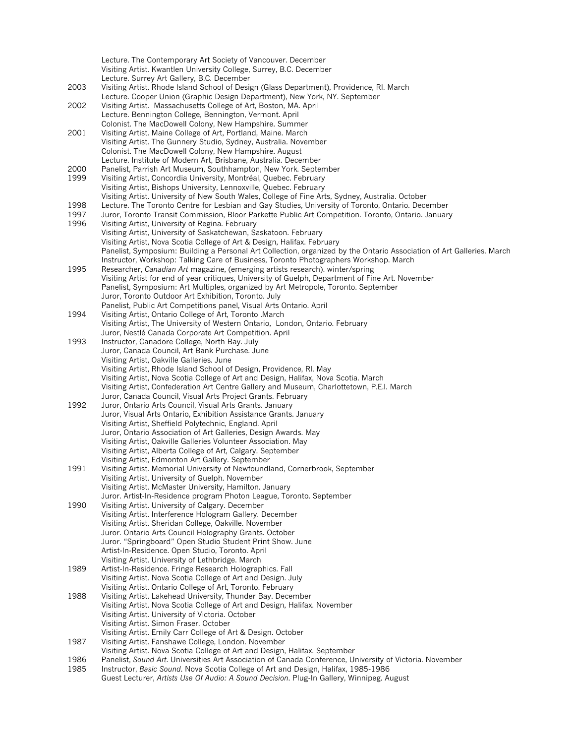Lecture. The Contemporary Art Society of Vancouver. December
Visiting Artist. Kwantlen University College, Surrey, B.C. December
Lecture. Surrey Art Gallery, B.C. December

2003 Visiting Artist. Rhode Island School of Design (Glass Department), Providence, RI. March
Lecture. Cooper Union (Graphic Design Department), New York, NY. September

2002 Visiting Artist. Massachusetts College of Art, Boston, MA. April
Lecture. Bennington College, Bennington, Vermont. April
Colonist. The MacDowell Colony, New Hampshire. Summer

2001 Visiting Artist. Maine College of Art, Portland, Maine. March
Visiting Artist. The Gunnery Studio, Sydney, Australia. November
Colonist. The MacDowell Colony, New Hampshire. August
Lecture. Institute of Modern Art, Brisbane, Australia. December

2000 Panelist, Parrish Art Museum, Southhampton, New York. September

1999 Visiting Artist, Concordia University, Montréal, Quebec. February
Visiting Artist, Bishops University, Lennoxville, Quebec. February
Visiting Artist. University of New South Wales, College of Fine Arts, Sydney, Australia. October

1998 Lecture. The Toronto Centre for Lesbian and Gay Studies, University of Toronto, Ontario. December

1997 Juror, Toronto Transit Commission, Bloor Parkette Public Art Competition. Toronto, Ontario. January

1996 Visiting Artist, University of Regina. February
Visiting Artist, University of Saskatchewan, Saskatoon. February
Visiting Artist, Nova Scotia College of Art & Design, Halifax. February
Panelist, Symposium: Building a Personal Art Collection, organized by the Ontario Association of Art Galleries. March
Instructor, Workshop: Talking Care of Business, Toronto Photographers Workshop. March

1995 Researcher, *Canadian Art* magazine, (emerging artists research). winter/spring
Visiting Artist for end of year critiques, University of Guelph, Department of Fine Art. November
Panelist, Symposium: Art Multiples, organized by Art Metropole, Toronto. September
Juror, Toronto Outdoor Art Exhibition, Toronto. July
Panelist, Public Art Competitions panel, Visual Arts Ontario. April

1994 Visiting Artist, Ontario College of Art, Toronto .March
Visiting Artist, The University of Western Ontario, London, Ontario. February
Juror, Nestlé Canada Corporate Art Competition. April

1993 Instructor, Canadore College, North Bay. July
Juror, Canada Council, Art Bank Purchase. June
Visiting Artist, Oakville Galleries. June
Visiting Artist, Rhode Island School of Design, Providence, RI. May
Visiting Artist, Nova Scotia College of Art and Design, Halifax, Nova Scotia. March
Visiting Artist, Confederation Art Centre Gallery and Museum, Charlottetown, P.E.I. March
Juror, Canada Council, Visual Arts Project Grants. February

1992 Juror, Ontario Arts Council, Visual Arts Grants. January
Juror, Visual Arts Ontario, Exhibition Assistance Grants. January
Visiting Artist, Sheffield Polytechnic, England. April
Juror, Ontario Association of Art Galleries, Design Awards. May
Visiting Artist, Oakville Galleries Volunteer Association. May
Visiting Artist, Alberta College of Art, Calgary. September
Visiting Artist, Edmonton Art Gallery. September

1991 Visiting Artist. Memorial University of Newfoundland, Cornerbrook, September
Visiting Artist. University of Guelph. November
Visiting Artist. McMaster University, Hamilton. January
Juror. Artist-In-Residence program Photon League, Toronto. September

1990 Visiting Artist. University of Calgary. December
Visiting Artist. Interference Hologram Gallery. December
Visiting Artist. Sheridan College, Oakville. November
Juror. Ontario Arts Council Holography Grants. October
Juror. "Springboard" Open Studio Student Print Show. June
Artist-In-Residence. Open Studio, Toronto. April
Visiting Artist. University of Lethbridge. March

1989 Artist-In-Residence. Fringe Research Holographics. Fall
Visiting Artist. Nova Scotia College of Art and Design. July
Visiting Artist. Ontario College of Art, Toronto. February

1988 Visiting Artist. Lakehead University, Thunder Bay. December
Visiting Artist. Nova Scotia College of Art and Design, Halifax. November
Visiting Artist. University of Victoria. October
Visiting Artist. Simon Fraser. October
Visiting Artist. Emily Carr College of Art & Design. October

1987 Visiting Artist. Fanshawe College, London. November
Visiting Artist. Nova Scotia College of Art and Design, Halifax. September

1986 Panelist, *Sound Art*. Universities Art Association of Canada Conference, University of Victoria. November

1985 Instructor, *Basic Sound*. Nova Scotia College of Art and Design, Halifax, 1985-1986
Guest Lecturer, *Artists Use Of Audio: A Sound Decision*. Plug-In Gallery, Winnipeg. August